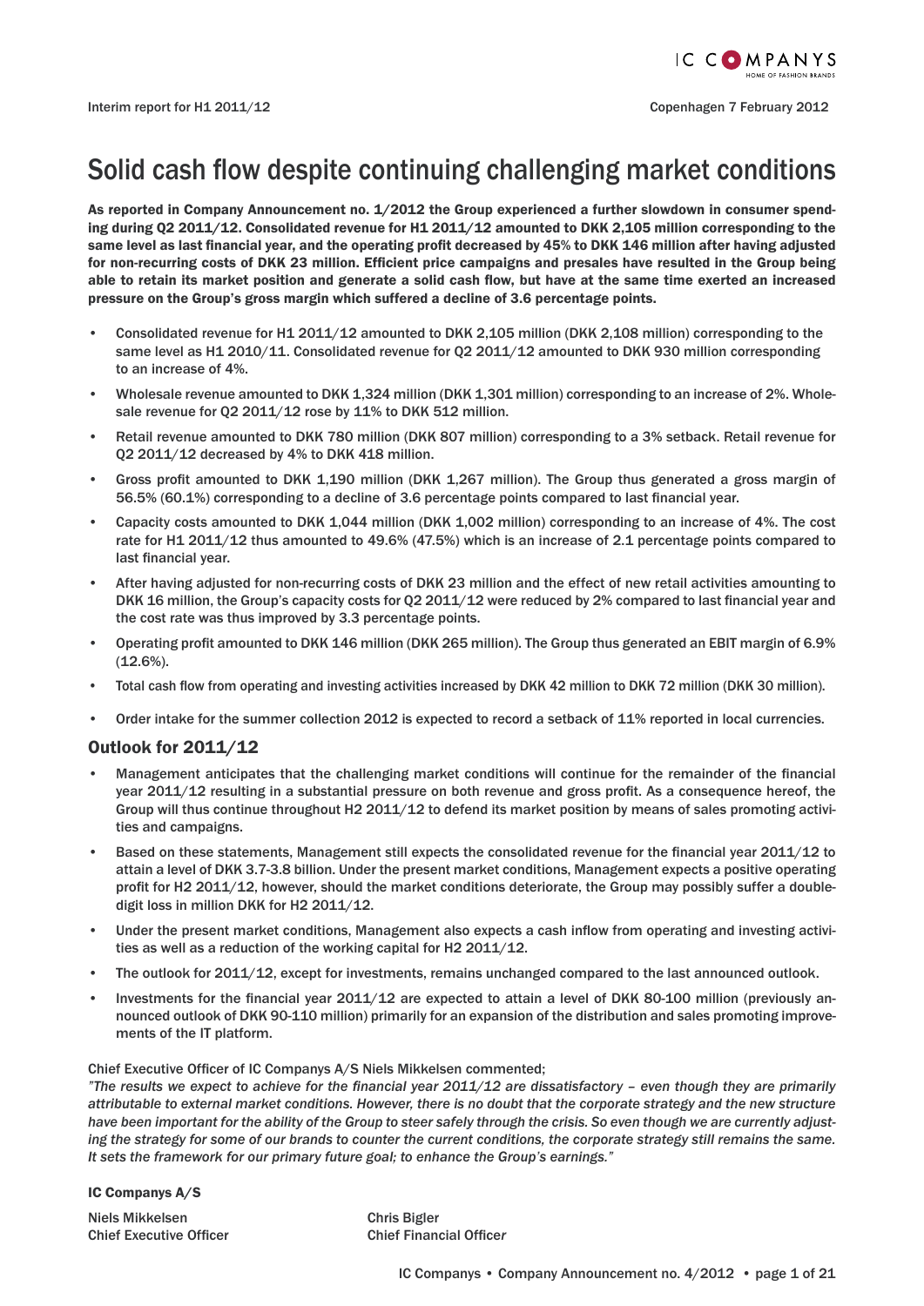Interim report for H1 2011/12

Copenhagen 7 February 2012

# Solid cash flow despite continuing challenging market conditions

**As reported in Company Announcement no. 1/2012 the Group experienced a further slowdown in consumer spending during Q2 2011/12. Consolidated revenue for H1 2011/12 amounted to DKK 2,105 million corresponding to the same level as last financial year, and the operating profit decreased by 45% to DKK 146 million after having adjusted for non-recurring costs of DKK 23 million. Efficient price campaigns and presales have resulted in the Group being able to retain its market position and generate a solid cash flow, but have at the same time exerted an increased pressure on the Group's gross margin which suffered a decline of 3.6 percentage points.**

- Consolidated revenue for H1 2011/12 amounted to DKK 2,105 million (DKK 2,108 million) corresponding to the same level as H1 2010/11. Consolidated revenue for Q2 2011/12 amounted to DKK 930 million corresponding to an increase of 4%.
- Wholesale revenue amounted to DKK 1,324 million (DKK 1,301 million) corresponding to an increase of 2%. Wholesale revenue for Q2 2011/12 rose by 11% to DKK 512 million.
- Retail revenue amounted to DKK 780 million (DKK 807 million) corresponding to a 3% setback. Retail revenue for Q2 2011/12 decreased by 4% to DKK 418 million.
- Gross profit amounted to DKK 1,190 million (DKK 1,267 million). The Group thus generated a gross margin of 56.5% (60.1%) corresponding to a decline of 3.6 percentage points compared to last financial year.
- Capacity costs amounted to DKK 1,044 million (DKK 1,002 million) corresponding to an increase of 4%. The cost rate for H1 2011/12 thus amounted to 49.6% (47.5%) which is an increase of 2.1 percentage points compared to last financial year.
- After having adjusted for non-recurring costs of DKK 23 million and the effect of new retail activities amounting to DKK 16 million, the Group's capacity costs for Q2 2011/12 were reduced by 2% compared to last financial year and the cost rate was thus improved by 3.3 percentage points.
- Operating profit amounted to DKK 146 million (DKK 265 million). The Group thus generated an EBIT margin of 6.9% (12.6%).
- Total cash flow from operating and investing activities increased by DKK 42 million to DKK 72 million (DKK 30 million).
- Order intake for the summer collection 2012 is expected to record a setback of 11% reported in local currencies.

## Outlook for 2011/12

- Management anticipates that the challenging market conditions will continue for the remainder of the financial year 2011/12 resulting in a substantial pressure on both revenue and gross profit. As a consequence hereof, the Group will thus continue throughout H2 2011/12 to defend its market position by means of sales promoting activities and campaigns.
- Based on these statements, Management still expects the consolidated revenue for the financial year 2011/12 to attain a level of DKK 3.7-3.8 billion. Under the present market conditions, Management expects a positive operating profit for H2 2011/12, however, should the market conditions deteriorate, the Group may possibly suffer a double-digit loss in million DKK for H2 2011/12.
- Under the present market conditions, Management also expects a cash inflow from operating and investing activities as well as a reduction of the working capital for H2 2011/12.
- The outlook for 2011/12, except for investments, remains unchanged compared to the last announced outlook.
- Investments for the financial year 2011/12 are expected to attain a level of DKK 80-100 million (previously announced outlook of DKK 90-110 million) primarily for an expansion of the distribution and sales promoting improvements of the IT platform.

Chief Executive Officer of IC Companys A/S Niels Mikkelsen commented;

*"The results we expect to achieve for the financial year 2011/12 are dissatisfactory – even though they are primarily attributable to external market conditions. However, there is no doubt that the corporate strategy and the new structure have been important for the ability of the Group to steer safely through the crisis. So even though we are currently adjusting the strategy for some of our brands to counter the current conditions, the corporate strategy still remains the same. It sets the framework for our primary future goal; to enhance the Group's earnings."*

**IC Companys A/S**

Niels Mikkelsen
Chief Executive Officer

Chris Bigler
Chief Financial Officer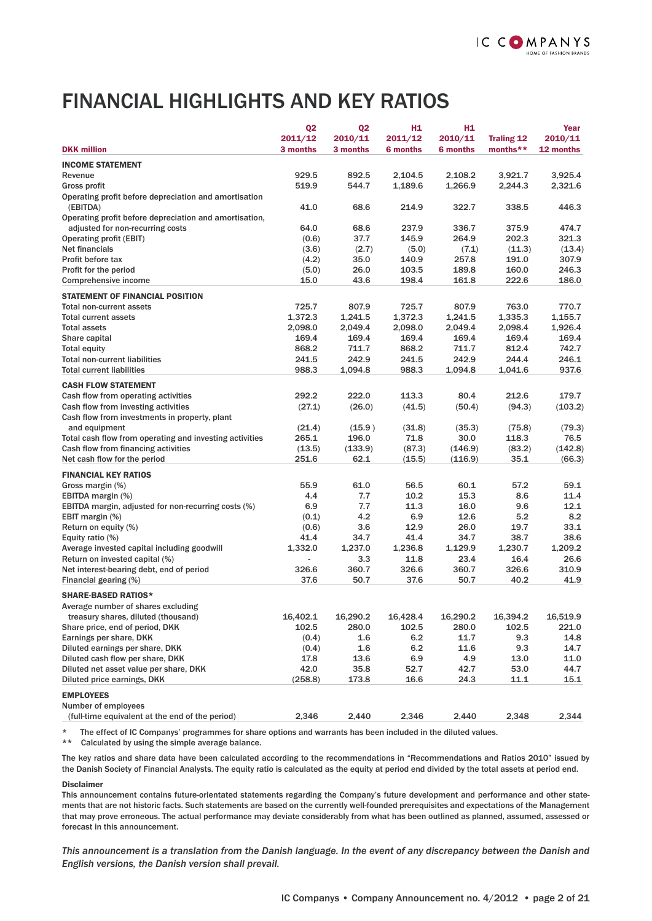# FINANCIAL HIGHLIGHTS AND KEY RATIOS

| DKK million | Q2 2011/12 3 months | Q2 2010/11 3 months | H1 2011/12 6 months | H1 2010/11 6 months | Traling 12 months** | Year 2010/11 12 months |
|---|---|---|---|---|---|---|
| **INCOME STATEMENT** | | | | | | |
| Revenue | 929.5 | 892.5 | 2,104.5 | 2,108.2 | 3,921.7 | 3,925.4 |
| Gross profit | 519.9 | 544.7 | 1,189.6 | 1,266.9 | 2,244.3 | 2,321.6 |
| Operating profit before depreciation and amortisation (EBITDA) | 41.0 | 68.6 | 214.9 | 322.7 | 338.5 | 446.3 |
| Operating profit before depreciation and amortisation, adjusted for non-recurring costs | 64.0 | 68.6 | 237.9 | 336.7 | 375.9 | 474.7 |
| Operating profit (EBIT) | (0.6) | 37.7 | 145.9 | 264.9 | 202.3 | 321.3 |
| Net financials | (3.6) | (2.7) | (5.0) | (7.1) | (11.3) | (13.4) |
| Profit before tax | (4.2) | 35.0 | 140.9 | 257.8 | 191.0 | 307.9 |
| Profit for the period | (5.0) | 26.0 | 103.5 | 189.8 | 160.0 | 246.3 |
| Comprehensive income | 15.0 | 43.6 | 198.4 | 161.8 | 222.6 | 186.0 |
| **STATEMENT OF FINANCIAL POSITION** | | | | | | |
| Total non-current assets | 725.7 | 807.9 | 725.7 | 807.9 | 763.0 | 770.7 |
| Total current assets | 1,372.3 | 1,241.5 | 1,372.3 | 1,241.5 | 1,335.3 | 1,155.7 |
| Total assets | 2,098.0 | 2,049.4 | 2,098.0 | 2,049.4 | 2,098.4 | 1,926.4 |
| Share capital | 169.4 | 169.4 | 169.4 | 169.4 | 169.4 | 169.4 |
| Total equity | 868.2 | 711.7 | 868.2 | 711.7 | 812.4 | 742.7 |
| Total non-current liabilities | 241.5 | 242.9 | 241.5 | 242.9 | 244.4 | 246.1 |
| Total current liabilities | 988.3 | 1,094.8 | 988.3 | 1,094.8 | 1,041.6 | 937.6 |
| **CASH FLOW STATEMENT** | | | | | | |
| Cash flow from operating activities | 292.2 | 222.0 | 113.3 | 80.4 | 212.6 | 179.7 |
| Cash flow from investing activities | (27.1) | (26.0) | (41.5) | (50.4) | (94.3) | (103.2) |
| Cash flow from investments in property, plant and equipment | (21.4) | (15.9 ) | (31.8) | (35.3) | (75.8) | (79.3) |
| Total cash flow from operating and investing activities | 265.1 | 196.0 | 71.8 | 30.0 | 118.3 | 76.5 |
| Cash flow from financing activities | (13.5) | (133.9) | (87.3) | (146.9) | (83.2) | (142.8) |
| Net cash flow for the period | 251.6 | 62.1 | (15.5) | (116.9) | 35.1 | (66.3) |
| **FINANCIAL KEY RATIOS** | | | | | | |
| Gross margin (%) | 55.9 | 61.0 | 56.5 | 60.1 | 57.2 | 59.1 |
| EBITDA margin (%) | 4.4 | 7.7 | 10.2 | 15.3 | 8.6 | 11.4 |
| EBITDA margin, adjusted for non-recurring costs (%) | 6.9 | 7.7 | 11.3 | 16.0 | 9.6 | 12.1 |
| EBIT margin (%) | (0.1) | 4.2 | 6.9 | 12.6 | 5.2 | 8.2 |
| Return on equity (%) | (0.6) | 3.6 | 12.9 | 26.0 | 19.7 | 33.1 |
| Equity ratio (%) | 41.4 | 34.7 | 41.4 | 34.7 | 38.7 | 38.6 |
| Average invested capital including goodwill | 1,332.0 | 1,237.0 | 1,236.8 | 1,129.9 | 1,230.7 | 1,209.2 |
| Return on invested capital (%) | - | 3.3 | 11.8 | 23.4 | 16.4 | 26.6 |
| Net interest-bearing debt, end of period | 326.6 | 360.7 | 326.6 | 360.7 | 326.6 | 310.9 |
| Financial gearing (%) | 37.6 | 50.7 | 37.6 | 50.7 | 40.2 | 41.9 |
| **SHARE-BASED RATIOS*** | | | | | | |
| Average number of shares excluding treasury shares, diluted (thousand) | 16,402.1 | 16,290.2 | 16,428.4 | 16,290.2 | 16,394.2 | 16,519.9 |
| Share price, end of period, DKK | 102.5 | 280.0 | 102.5 | 280.0 | 102.5 | 221.0 |
| Earnings per share, DKK | (0.4) | 1.6 | 6.2 | 11.7 | 9.3 | 14.8 |
| Diluted earnings per share, DKK | (0.4) | 1.6 | 6.2 | 11.6 | 9.3 | 14.7 |
| Diluted cash flow per share, DKK | 17.8 | 13.6 | 6.9 | 4.9 | 13.0 | 11.0 |
| Diluted net asset value per share, DKK | 42.0 | 35.8 | 52.7 | 42.7 | 53.0 | 44.7 |
| Diluted price earnings, DKK | (258.8) | 173.8 | 16.6 | 24.3 | 11.1 | 15.1 |
| **EMPLOYEES** | | | | | | |
| Number of employees (full-time equivalent at the end of the period) | 2,346 | 2,440 | 2,346 | 2,440 | 2,348 | 2,344 |

\* The effect of IC Companys' programmes for share options and warrants has been included in the diluted values.

\*\* Calculated by using the simple average balance.

The key ratios and share data have been calculated according to the recommendations in "Recommendations and Ratios 2010" issued by the Danish Society of Financial Analysts. The equity ratio is calculated as the equity at period end divided by the total assets at period end.

**Disclaimer**

This announcement contains future-orientated statements regarding the Company's future development and performance and other statements that are not historic facts. Such statements are based on the currently well-founded prerequisites and expectations of the Management that may prove erroneous. The actual performance may deviate considerably from what has been outlined as planned, assumed, assessed or forecast in this announcement.

*This announcement is a translation from the Danish language. In the event of any discrepancy between the Danish and English versions, the Danish version shall prevail.*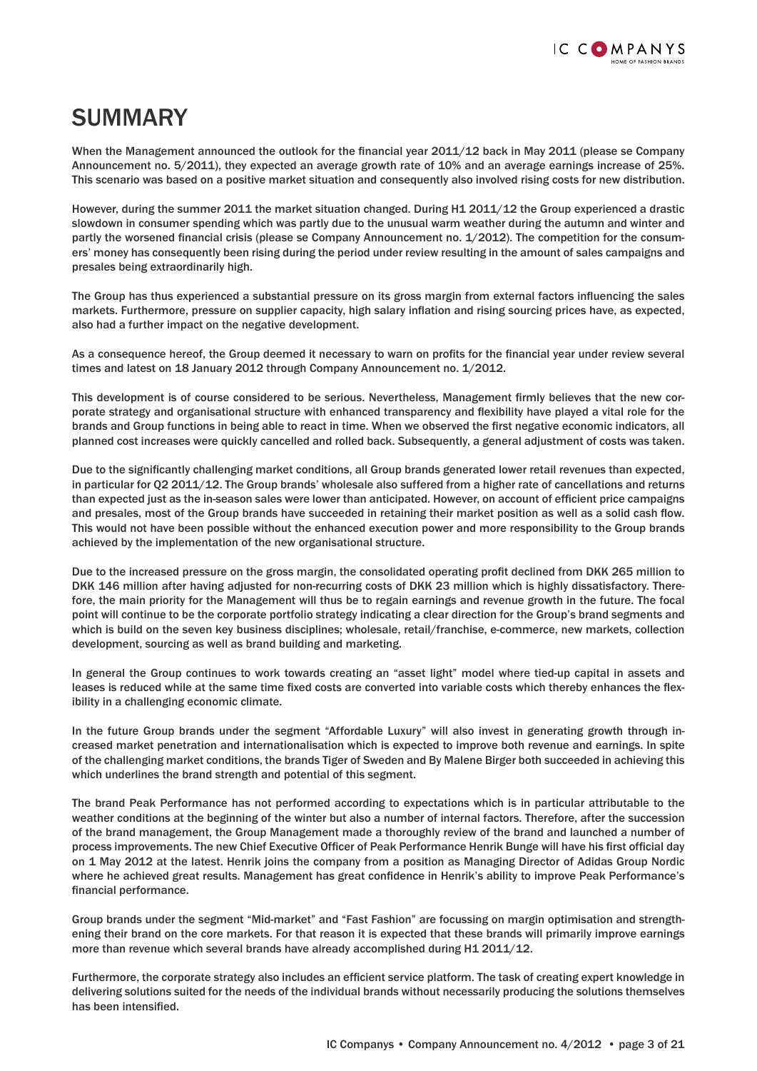# SUMMARY

When the Management announced the outlook for the financial year 2011/12 back in May 2011 (please se Company Announcement no. 5/2011), they expected an average growth rate of 10% and an average earnings increase of 25%. This scenario was based on a positive market situation and consequently also involved rising costs for new distribution.

However, during the summer 2011 the market situation changed. During H1 2011/12 the Group experienced a drastic slowdown in consumer spending which was partly due to the unusual warm weather during the autumn and winter and partly the worsened financial crisis (please se Company Announcement no. 1/2012). The competition for the consumers' money has consequently been rising during the period under review resulting in the amount of sales campaigns and presales being extraordinarily high.

The Group has thus experienced a substantial pressure on its gross margin from external factors influencing the sales markets. Furthermore, pressure on supplier capacity, high salary inflation and rising sourcing prices have, as expected, also had a further impact on the negative development.

As a consequence hereof, the Group deemed it necessary to warn on profits for the financial year under review several times and latest on 18 January 2012 through Company Announcement no. 1/2012.

This development is of course considered to be serious. Nevertheless, Management firmly believes that the new corporate strategy and organisational structure with enhanced transparency and flexibility have played a vital role for the brands and Group functions in being able to react in time. When we observed the first negative economic indicators, all planned cost increases were quickly cancelled and rolled back. Subsequently, a general adjustment of costs was taken.

Due to the significantly challenging market conditions, all Group brands generated lower retail revenues than expected, in particular for Q2 2011/12. The Group brands' wholesale also suffered from a higher rate of cancellations and returns than expected just as the in-season sales were lower than anticipated. However, on account of efficient price campaigns and presales, most of the Group brands have succeeded in retaining their market position as well as a solid cash flow. This would not have been possible without the enhanced execution power and more responsibility to the Group brands achieved by the implementation of the new organisational structure.

Due to the increased pressure on the gross margin, the consolidated operating profit declined from DKK 265 million to DKK 146 million after having adjusted for non-recurring costs of DKK 23 million which is highly dissatisfactory. Therefore, the main priority for the Management will thus be to regain earnings and revenue growth in the future. The focal point will continue to be the corporate portfolio strategy indicating a clear direction for the Group's brand segments and which is build on the seven key business disciplines; wholesale, retail/franchise, e-commerce, new markets, collection development, sourcing as well as brand building and marketing.

In general the Group continues to work towards creating an "asset light" model where tied-up capital in assets and leases is reduced while at the same time fixed costs are converted into variable costs which thereby enhances the flexibility in a challenging economic climate.

In the future Group brands under the segment "Affordable Luxury" will also invest in generating growth through increased market penetration and internationalisation which is expected to improve both revenue and earnings. In spite of the challenging market conditions, the brands Tiger of Sweden and By Malene Birger both succeeded in achieving this which underlines the brand strength and potential of this segment.

The brand Peak Performance has not performed according to expectations which is in particular attributable to the weather conditions at the beginning of the winter but also a number of internal factors. Therefore, after the succession of the brand management, the Group Management made a thoroughly review of the brand and launched a number of process improvements. The new Chief Executive Officer of Peak Performance Henrik Bunge will have his first official day on 1 May 2012 at the latest. Henrik joins the company from a position as Managing Director of Adidas Group Nordic where he achieved great results. Management has great confidence in Henrik's ability to improve Peak Performance's financial performance.

Group brands under the segment "Mid-market" and "Fast Fashion" are focussing on margin optimisation and strengthening their brand on the core markets. For that reason it is expected that these brands will primarily improve earnings more than revenue which several brands have already accomplished during H1 2011/12.

Furthermore, the corporate strategy also includes an efficient service platform. The task of creating expert knowledge in delivering solutions suited for the needs of the individual brands without necessarily producing the solutions themselves has been intensified.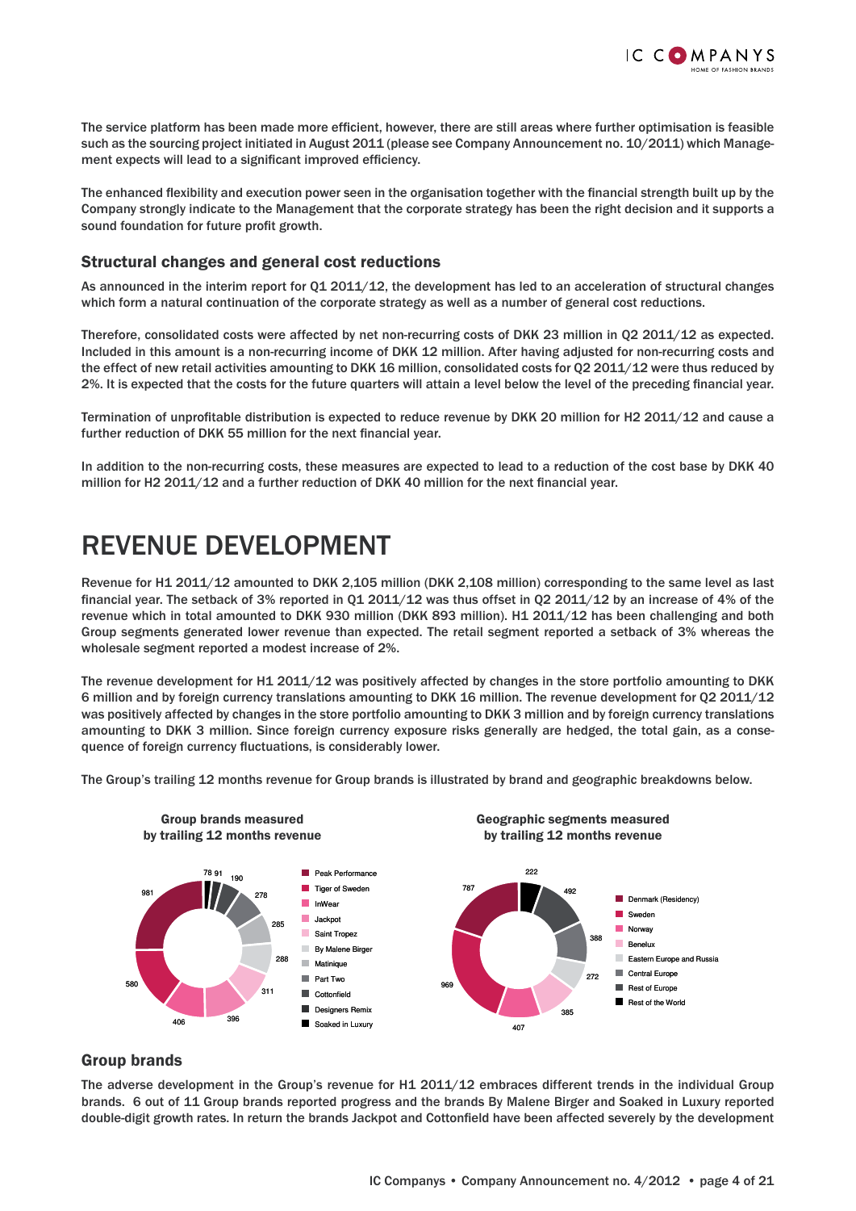The service platform has been made more efficient, however, there are still areas where further optimisation is feasible such as the sourcing project initiated in August 2011 (please see Company Announcement no. 10/2011) which Management expects will lead to a significant improved efficiency.

The enhanced flexibility and execution power seen in the organisation together with the financial strength built up by the Company strongly indicate to the Management that the corporate strategy has been the right decision and it supports a sound foundation for future profit growth.

### Structural changes and general cost reductions

As announced in the interim report for Q1 2011/12, the development has led to an acceleration of structural changes which form a natural continuation of the corporate strategy as well as a number of general cost reductions.

Therefore, consolidated costs were affected by net non-recurring costs of DKK 23 million in Q2 2011/12 as expected. Included in this amount is a non-recurring income of DKK 12 million. After having adjusted for non-recurring costs and the effect of new retail activities amounting to DKK 16 million, consolidated costs for Q2 2011/12 were thus reduced by 2%. It is expected that the costs for the future quarters will attain a level below the level of the preceding financial year.

Termination of unprofitable distribution is expected to reduce revenue by DKK 20 million for H2 2011/12 and cause a further reduction of DKK 55 million for the next financial year.

In addition to the non-recurring costs, these measures are expected to lead to a reduction of the cost base by DKK 40 million for H2 2011/12 and a further reduction of DKK 40 million for the next financial year.

# REVENUE DEVELOPMENT

Revenue for H1 2011/12 amounted to DKK 2,105 million (DKK 2,108 million) corresponding to the same level as last financial year. The setback of 3% reported in Q1 2011/12 was thus offset in Q2 2011/12 by an increase of 4% of the revenue which in total amounted to DKK 930 million (DKK 893 million). H1 2011/12 has been challenging and both Group segments generated lower revenue than expected. The retail segment reported a setback of 3% whereas the wholesale segment reported a modest increase of 2%.

The revenue development for H1 2011/12 was positively affected by changes in the store portfolio amounting to DKK 6 million and by foreign currency translations amounting to DKK 16 million. The revenue development for Q2 2011/12 was positively affected by changes in the store portfolio amounting to DKK 3 million and by foreign currency translations amounting to DKK 3 million. Since foreign currency exposure risks generally are hedged, the total gain, as a consequence of foreign currency fluctuations, is considerably lower.

The Group's trailing 12 months revenue for Group brands is illustrated by brand and geographic breakdowns below.

**Group brands measured by trailing 12 months revenue**

| Brand | Revenue |
|---|---|
| Peak Performance | 981 |
| Tiger of Sweden | 580 |
| InWear | 406 |
| Jackpot | 396 |
| Saint Tropez | 311 |
| By Malene Birger | 288 |
| Matinique | 285 |
| Part Two | 278 |
| Cottonfield | 190 |
| Designers Remix | 91 |
| Soaked in Luxury | 78 |

**Geographic segments measured by trailing 12 months revenue**

| Segment | Revenue |
|---|---|
| Denmark (Residency) | 787 |
| Sweden | 969 |
| Norway | 407 |
| Benelux | 385 |
| Eastern Europe and Russia | 272 |
| Central Europe | 388 |
| Rest of Europe | 492 |
| Rest of the World | 222 |

### Group brands

The adverse development in the Group's revenue for H1 2011/12 embraces different trends in the individual Group brands. 6 out of 11 Group brands reported progress and the brands By Malene Birger and Soaked in Luxury reported double-digit growth rates. In return the brands Jackpot and Cottonfield have been affected severely by the development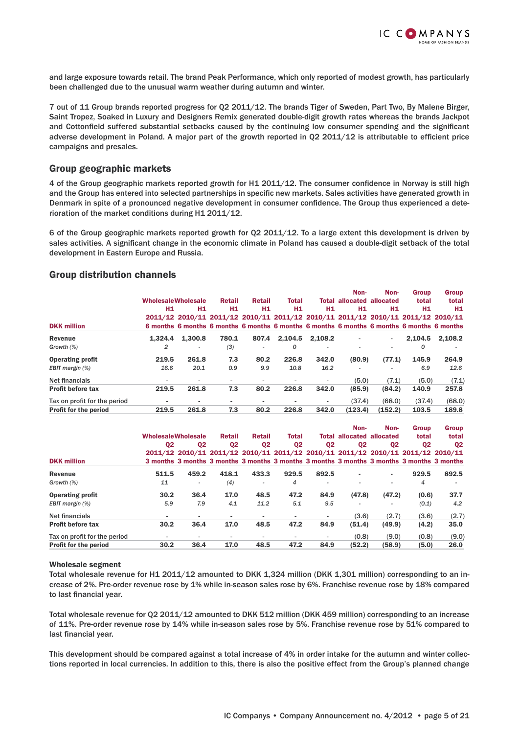and large exposure towards retail. The brand Peak Performance, which only reported of modest growth, has particularly been challenged due to the unusual warm weather during autumn and winter.

7 out of 11 Group brands reported progress for Q2 2011/12. The brands Tiger of Sweden, Part Two, By Malene Birger, Saint Tropez, Soaked in Luxury and Designers Remix generated double-digit growth rates whereas the brands Jackpot and Cottonfield suffered substantial setbacks caused by the continuing low consumer spending and the significant adverse development in Poland. A major part of the growth reported in Q2 2011/12 is attributable to efficient price campaigns and presales.

## Group geographic markets

4 of the Group geographic markets reported growth for H1 2011/12. The consumer confidence in Norway is still high and the Group has entered into selected partnerships in specific new markets. Sales activities have generated growth in Denmark in spite of a pronounced negative development in consumer confidence. The Group thus experienced a deterioration of the market conditions during H1 2011/12.

6 of the Group geographic markets reported growth for Q2 2011/12. To a large extent this development is driven by sales activities. A significant change in the economic climate in Poland has caused a double-digit setback of the total development in Eastern Europe and Russia.

## Group distribution channels

| DKK million | Wholesale H1 2011/12 6 months | Wholesale H1 2010/11 6 months | Retail H1 2011/12 6 months | Retail H1 2010/11 6 months | Total H1 2011/12 6 months | Total H1 2010/11 6 months | Non-allocated H1 2011/12 6 months | Non-allocated H1 2010/11 6 months | Group total H1 2011/12 6 months | Group total H1 2010/11 6 months |
|---|---|---|---|---|---|---|---|---|---|---|
| **Revenue** | 1,324.4 | 1,300.8 | 780.1 | 807.4 | 2,104.5 | 2,108.2 | - | - | 2,104.5 | 2,108.2 |
| *Growth (%)* | *2* | - | *(3)* | - | *0* | - | - | - | *0* | - |
| **Operating profit** | 219.5 | 261.8 | 7.3 | 80.2 | 226.8 | 342.0 | (80.9) | (77.1) | 145.9 | 264.9 |
| *EBIT margin (%)* | *16.6* | *20.1* | *0.9* | *9.9* | *10.8* | *16.2* | - | - | *6.9* | *12.6* |
| Net financials | - | - | - | - | - | - | (5.0) | (7.1) | (5.0) | (7.1) |
| **Profit before tax** | **219.5** | **261.8** | **7.3** | **80.2** | **226.8** | **342.0** | **(85.9)** | **(84.2)** | **140.9** | **257.8** |
| Tax on profit for the period | - | - | - | - | - | - | (37.4) | (68.0) | (37.4) | (68.0) |
| **Profit for the period** | **219.5** | **261.8** | **7.3** | **80.2** | **226.8** | **342.0** | **(123.4)** | **(152.2)** | **103.5** | **189.8** |

| DKK million | Wholesale Q2 2011/12 3 months | Wholesale Q2 2010/11 3 months | Retail Q2 2011/12 3 months | Retail Q2 2010/11 3 months | Total Q2 2011/12 3 months | Total Q2 2010/11 3 months | Non-allocated Q2 2011/12 3 months | Non-allocated Q2 2010/11 3 months | Group total Q2 2011/12 3 months | Group total Q2 2010/11 3 months |
|---|---|---|---|---|---|---|---|---|---|---|
| **Revenue** | 511.5 | 459.2 | 418.1 | 433.3 | 929.5 | 892.5 | - | - | 929.5 | 892.5 |
| *Growth (%)* | *11* | - | *(4)* | - | *4* | - | - | - | *4* | - |
| **Operating profit** | 30.2 | 36.4 | 17.0 | 48.5 | 47.2 | 84.9 | (47.8) | (47.2) | (0.6) | 37.7 |
| *EBIT margin (%)* | *5.9* | *7.9* | *4.1* | *11.2* | *5.1* | *9.5* | - | - | *(0.1)* | *4.2* |
| Net financials | - | - | - | - | - | - | (3.6) | (2.7) | (3.6) | (2.7) |
| **Profit before tax** | **30.2** | **36.4** | **17.0** | **48.5** | **47.2** | **84.9** | **(51.4)** | **(49.9)** | **(4.2)** | **35.0** |
| Tax on profit for the period | - | - | - | - | - | - | (0.8) | (9.0) | (0.8) | (9.0) |
| **Profit for the period** | **30.2** | **36.4** | **17.0** | **48.5** | **47.2** | **84.9** | **(52.2)** | **(58.9)** | **(5.0)** | **26.0** |

### Wholesale segment

Total wholesale revenue for H1 2011/12 amounted to DKK 1,324 million (DKK 1,301 million) corresponding to an increase of 2%. Pre-order revenue rose by 1% while in-season sales rose by 6%. Franchise revenue rose by 18% compared to last financial year.

Total wholesale revenue for Q2 2011/12 amounted to DKK 512 million (DKK 459 million) corresponding to an increase of 11%. Pre-order revenue rose by 14% while in-season sales rose by 5%. Franchise revenue rose by 51% compared to last financial year.

This development should be compared against a total increase of 4% in order intake for the autumn and winter collections reported in local currencies. In addition to this, there is also the positive effect from the Group's planned change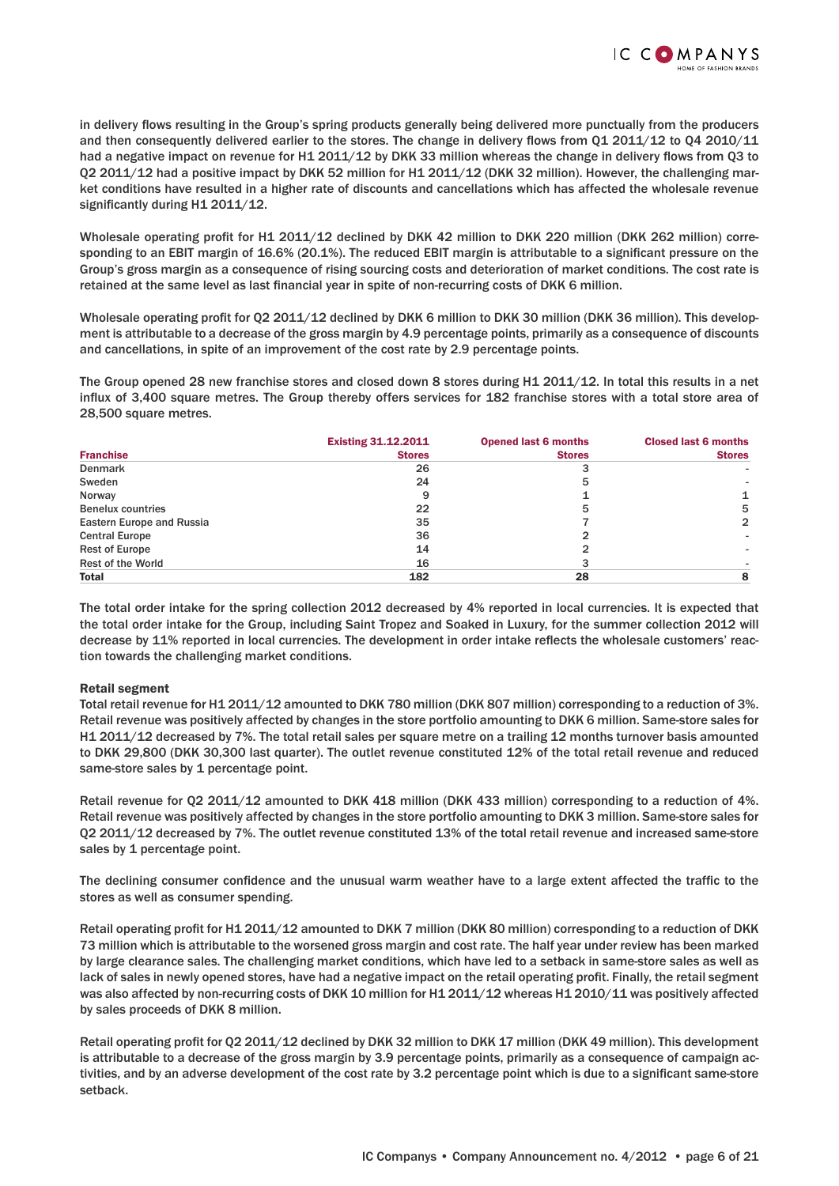in delivery flows resulting in the Group's spring products generally being delivered more punctually from the producers and then consequently delivered earlier to the stores. The change in delivery flows from Q1 2011/12 to Q4 2010/11 had a negative impact on revenue for H1 2011/12 by DKK 33 million whereas the change in delivery flows from Q3 to Q2 2011/12 had a positive impact by DKK 52 million for H1 2011/12 (DKK 32 million). However, the challenging market conditions have resulted in a higher rate of discounts and cancellations which has affected the wholesale revenue significantly during H1 2011/12.

Wholesale operating profit for H1 2011/12 declined by DKK 42 million to DKK 220 million (DKK 262 million) corresponding to an EBIT margin of 16.6% (20.1%). The reduced EBIT margin is attributable to a significant pressure on the Group's gross margin as a consequence of rising sourcing costs and deterioration of market conditions. The cost rate is retained at the same level as last financial year in spite of non-recurring costs of DKK 6 million.

Wholesale operating profit for Q2 2011/12 declined by DKK 6 million to DKK 30 million (DKK 36 million). This development is attributable to a decrease of the gross margin by 4.9 percentage points, primarily as a consequence of discounts and cancellations, in spite of an improvement of the cost rate by 2.9 percentage points.

The Group opened 28 new franchise stores and closed down 8 stores during H1 2011/12. In total this results in a net influx of 3,400 square metres. The Group thereby offers services for 182 franchise stores with a total store area of 28,500 square metres.

| Franchise | Existing 31.12.2011 Stores | Opened last 6 months Stores | Closed last 6 months Stores |
|---|---|---|---|
| Denmark | 26 | 3 | - |
| Sweden | 24 | 5 | - |
| Norway | 9 | 1 | 1 |
| Benelux countries | 22 | 5 | 5 |
| Eastern Europe and Russia | 35 | 7 | 2 |
| Central Europe | 36 | 2 | - |
| Rest of Europe | 14 | 2 | - |
| Rest of the World | 16 | 3 | - |
| **Total** | **182** | **28** | **8** |

The total order intake for the spring collection 2012 decreased by 4% reported in local currencies. It is expected that the total order intake for the Group, including Saint Tropez and Soaked in Luxury, for the summer collection 2012 will decrease by 11% reported in local currencies. The development in order intake reflects the wholesale customers' reaction towards the challenging market conditions.

**Retail segment**

Total retail revenue for H1 2011/12 amounted to DKK 780 million (DKK 807 million) corresponding to a reduction of 3%. Retail revenue was positively affected by changes in the store portfolio amounting to DKK 6 million. Same-store sales for H1 2011/12 decreased by 7%. The total retail sales per square metre on a trailing 12 months turnover basis amounted to DKK 29,800 (DKK 30,300 last quarter). The outlet revenue constituted 12% of the total retail revenue and reduced same-store sales by 1 percentage point.

Retail revenue for Q2 2011/12 amounted to DKK 418 million (DKK 433 million) corresponding to a reduction of 4%. Retail revenue was positively affected by changes in the store portfolio amounting to DKK 3 million. Same-store sales for Q2 2011/12 decreased by 7%. The outlet revenue constituted 13% of the total retail revenue and increased same-store sales by 1 percentage point.

The declining consumer confidence and the unusual warm weather have to a large extent affected the traffic to the stores as well as consumer spending.

Retail operating profit for H1 2011/12 amounted to DKK 7 million (DKK 80 million) corresponding to a reduction of DKK 73 million which is attributable to the worsened gross margin and cost rate. The half year under review has been marked by large clearance sales. The challenging market conditions, which have led to a setback in same-store sales as well as lack of sales in newly opened stores, have had a negative impact on the retail operating profit. Finally, the retail segment was also affected by non-recurring costs of DKK 10 million for H1 2011/12 whereas H1 2010/11 was positively affected by sales proceeds of DKK 8 million.

Retail operating profit for Q2 2011/12 declined by DKK 32 million to DKK 17 million (DKK 49 million). This development is attributable to a decrease of the gross margin by 3.9 percentage points, primarily as a consequence of campaign activities, and by an adverse development of the cost rate by 3.2 percentage point which is due to a significant same-store setback.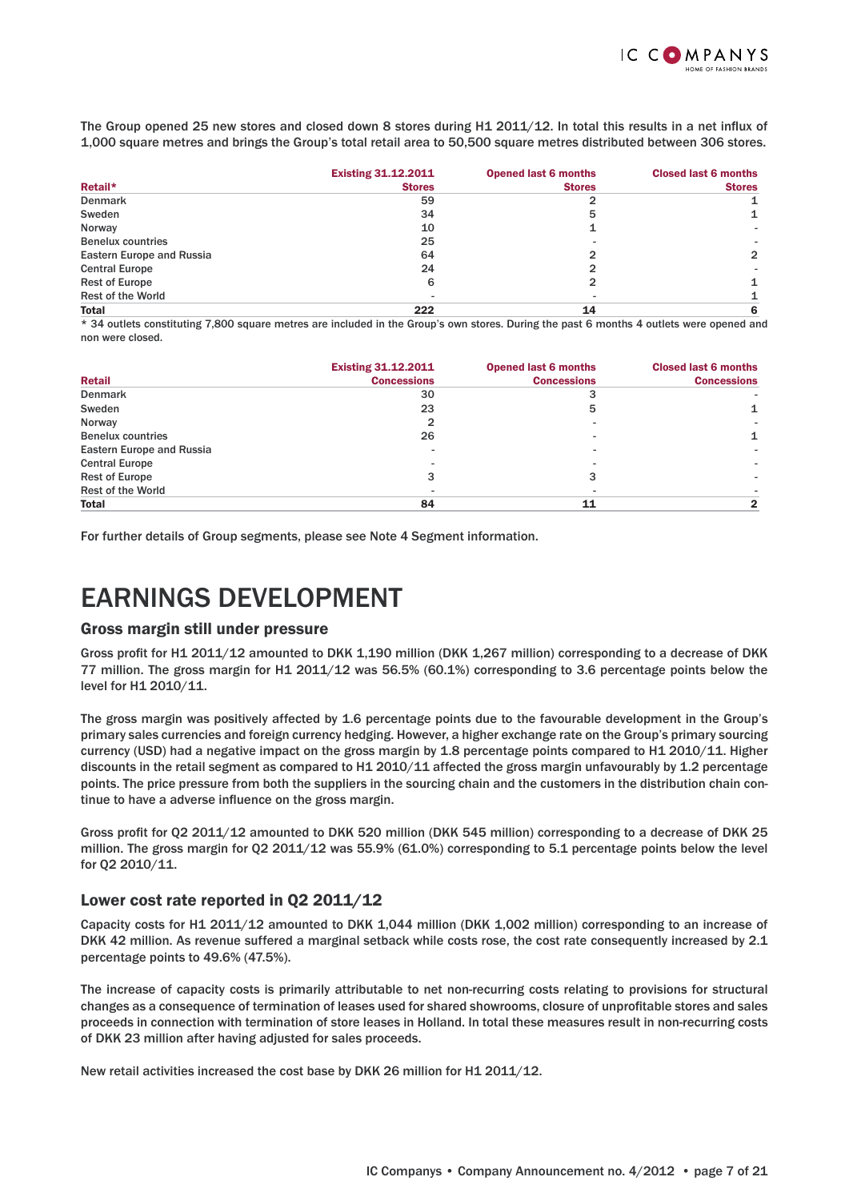The Group opened 25 new stores and closed down 8 stores during H1 2011/12. In total this results in a net influx of 1,000 square metres and brings the Group's total retail area to 50,500 square metres distributed between 306 stores.

| Retail* | Existing 31.12.2011<br>Stores | Opened last 6 months<br>Stores | Closed last 6 months<br>Stores |
|---|---|---|---|
| Denmark | 59 | 2 | 1 |
| Sweden | 34 | 5 | 1 |
| Norway | 10 | 1 | - |
| Benelux countries | 25 | - | - |
| Eastern Europe and Russia | 64 | 2 | 2 |
| Central Europe | 24 | 2 | - |
| Rest of Europe | 6 | 2 | 1 |
| Rest of the World | - | - | 1 |
| **Total** | **222** | **14** | **6** |

* 34 outlets constituting 7,800 square metres are included in the Group's own stores. During the past 6 months 4 outlets were opened and non were closed.

| Retail | Existing 31.12.2011<br>Concessions | Opened last 6 months<br>Concessions | Closed last 6 months<br>Concessions |
|---|---|---|---|
| Denmark | 30 | 3 | - |
| Sweden | 23 | 5 | 1 |
| Norway | 2 | - | - |
| Benelux countries | 26 | - | 1 |
| Eastern Europe and Russia | - | - | - |
| Central Europe | - | - | - |
| Rest of Europe | 3 | 3 | - |
| Rest of the World | - | - | - |
| **Total** | **84** | **11** | **2** |

For further details of Group segments, please see Note 4 Segment information.

# EARNINGS DEVELOPMENT

## Gross margin still under pressure

Gross profit for H1 2011/12 amounted to DKK 1,190 million (DKK 1,267 million) corresponding to a decrease of DKK 77 million. The gross margin for H1 2011/12 was 56.5% (60.1%) corresponding to 3.6 percentage points below the level for H1 2010/11.

The gross margin was positively affected by 1.6 percentage points due to the favourable development in the Group's primary sales currencies and foreign currency hedging. However, a higher exchange rate on the Group's primary sourcing currency (USD) had a negative impact on the gross margin by 1.8 percentage points compared to H1 2010/11. Higher discounts in the retail segment as compared to H1 2010/11 affected the gross margin unfavourably by 1.2 percentage points. The price pressure from both the suppliers in the sourcing chain and the customers in the distribution chain continue to have a adverse influence on the gross margin.

Gross profit for Q2 2011/12 amounted to DKK 520 million (DKK 545 million) corresponding to a decrease of DKK 25 million. The gross margin for Q2 2011/12 was 55.9% (61.0%) corresponding to 5.1 percentage points below the level for Q2 2010/11.

## Lower cost rate reported in Q2 2011/12

Capacity costs for H1 2011/12 amounted to DKK 1,044 million (DKK 1,002 million) corresponding to an increase of DKK 42 million. As revenue suffered a marginal setback while costs rose, the cost rate consequently increased by 2.1 percentage points to 49.6% (47.5%).

The increase of capacity costs is primarily attributable to net non-recurring costs relating to provisions for structural changes as a consequence of termination of leases used for shared showrooms, closure of unprofitable stores and sales proceeds in connection with termination of store leases in Holland. In total these measures result in non-recurring costs of DKK 23 million after having adjusted for sales proceeds.

New retail activities increased the cost base by DKK 26 million for H1 2011/12.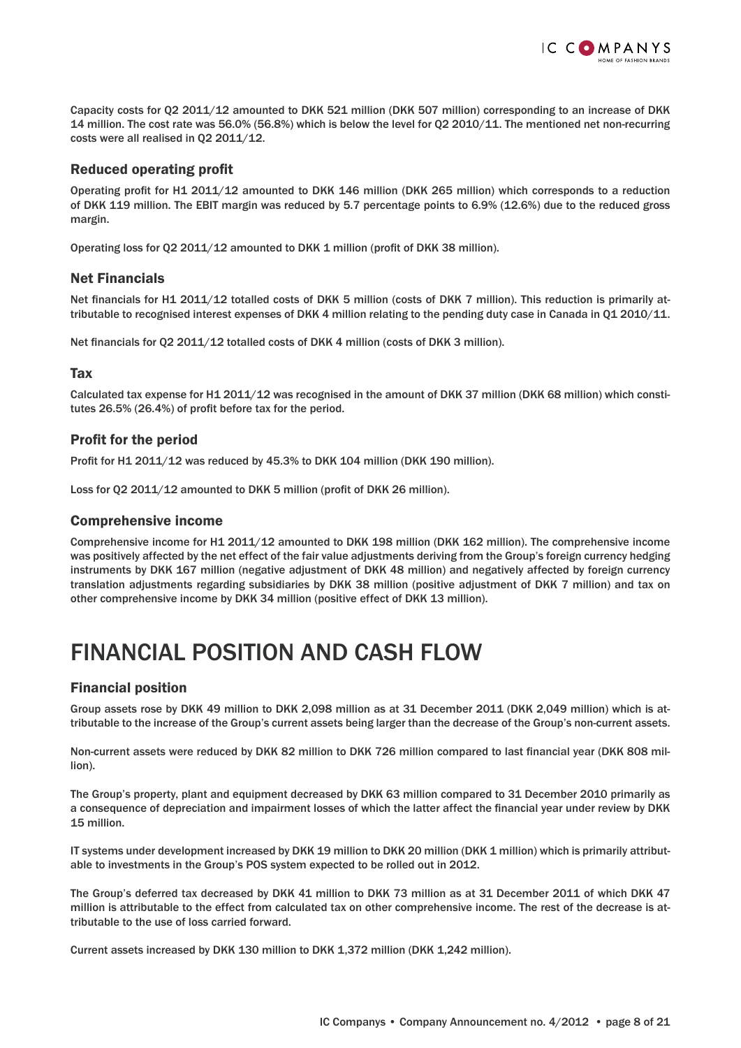Capacity costs for Q2 2011/12 amounted to DKK 521 million (DKK 507 million) corresponding to an increase of DKK 14 million. The cost rate was 56.0% (56.8%) which is below the level for Q2 2010/11. The mentioned net non-recurring costs were all realised in Q2 2011/12.

### Reduced operating profit

Operating profit for H1 2011/12 amounted to DKK 146 million (DKK 265 million) which corresponds to a reduction of DKK 119 million. The EBIT margin was reduced by 5.7 percentage points to 6.9% (12.6%) due to the reduced gross margin.

Operating loss for Q2 2011/12 amounted to DKK 1 million (profit of DKK 38 million).

### Net Financials

Net financials for H1 2011/12 totalled costs of DKK 5 million (costs of DKK 7 million). This reduction is primarily attributable to recognised interest expenses of DKK 4 million relating to the pending duty case in Canada in Q1 2010/11.

Net financials for Q2 2011/12 totalled costs of DKK 4 million (costs of DKK 3 million).

### Tax

Calculated tax expense for H1 2011/12 was recognised in the amount of DKK 37 million (DKK 68 million) which constitutes 26.5% (26.4%) of profit before tax for the period.

### Profit for the period

Profit for H1 2011/12 was reduced by 45.3% to DKK 104 million (DKK 190 million).

Loss for Q2 2011/12 amounted to DKK 5 million (profit of DKK 26 million).

### Comprehensive income

Comprehensive income for H1 2011/12 amounted to DKK 198 million (DKK 162 million). The comprehensive income was positively affected by the net effect of the fair value adjustments deriving from the Group's foreign currency hedging instruments by DKK 167 million (negative adjustment of DKK 48 million) and negatively affected by foreign currency translation adjustments regarding subsidiaries by DKK 38 million (positive adjustment of DKK 7 million) and tax on other comprehensive income by DKK 34 million (positive effect of DKK 13 million).

# FINANCIAL POSITION AND CASH FLOW

### Financial position

Group assets rose by DKK 49 million to DKK 2,098 million as at 31 December 2011 (DKK 2,049 million) which is attributable to the increase of the Group's current assets being larger than the decrease of the Group's non-current assets.

Non-current assets were reduced by DKK 82 million to DKK 726 million compared to last financial year (DKK 808 million).

The Group's property, plant and equipment decreased by DKK 63 million compared to 31 December 2010 primarily as a consequence of depreciation and impairment losses of which the latter affect the financial year under review by DKK 15 million.

IT systems under development increased by DKK 19 million to DKK 20 million (DKK 1 million) which is primarily attributable to investments in the Group's POS system expected to be rolled out in 2012.

The Group's deferred tax decreased by DKK 41 million to DKK 73 million as at 31 December 2011 of which DKK 47 million is attributable to the effect from calculated tax on other comprehensive income. The rest of the decrease is attributable to the use of loss carried forward.

Current assets increased by DKK 130 million to DKK 1,372 million (DKK 1,242 million).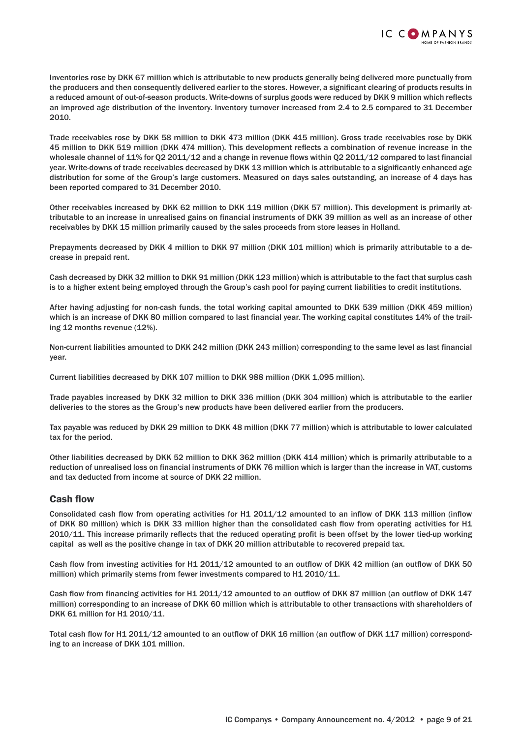Inventories rose by DKK 67 million which is attributable to new products generally being delivered more punctually from the producers and then consequently delivered earlier to the stores. However, a significant clearing of products results in a reduced amount of out-of-season products. Write-downs of surplus goods were reduced by DKK 9 million which reflects an improved age distribution of the inventory. Inventory turnover increased from 2.4 to 2.5 compared to 31 December 2010.

Trade receivables rose by DKK 58 million to DKK 473 million (DKK 415 million). Gross trade receivables rose by DKK 45 million to DKK 519 million (DKK 474 million). This development reflects a combination of revenue increase in the wholesale channel of 11% for Q2 2011/12 and a change in revenue flows within Q2 2011/12 compared to last financial year. Write-downs of trade receivables decreased by DKK 13 million which is attributable to a significantly enhanced age distribution for some of the Group's large customers. Measured on days sales outstanding, an increase of 4 days has been reported compared to 31 December 2010.

Other receivables increased by DKK 62 million to DKK 119 million (DKK 57 million). This development is primarily attributable to an increase in unrealised gains on financial instruments of DKK 39 million as well as an increase of other receivables by DKK 15 million primarily caused by the sales proceeds from store leases in Holland.

Prepayments decreased by DKK 4 million to DKK 97 million (DKK 101 million) which is primarily attributable to a decrease in prepaid rent.

Cash decreased by DKK 32 million to DKK 91 million (DKK 123 million) which is attributable to the fact that surplus cash is to a higher extent being employed through the Group's cash pool for paying current liabilities to credit institutions.

After having adjusting for non-cash funds, the total working capital amounted to DKK 539 million (DKK 459 million) which is an increase of DKK 80 million compared to last financial year. The working capital constitutes 14% of the trailing 12 months revenue (12%).

Non-current liabilities amounted to DKK 242 million (DKK 243 million) corresponding to the same level as last financial year.

Current liabilities decreased by DKK 107 million to DKK 988 million (DKK 1,095 million).

Trade payables increased by DKK 32 million to DKK 336 million (DKK 304 million) which is attributable to the earlier deliveries to the stores as the Group's new products have been delivered earlier from the producers.

Tax payable was reduced by DKK 29 million to DKK 48 million (DKK 77 million) which is attributable to lower calculated tax for the period.

Other liabilities decreased by DKK 52 million to DKK 362 million (DKK 414 million) which is primarily attributable to a reduction of unrealised loss on financial instruments of DKK 76 million which is larger than the increase in VAT, customs and tax deducted from income at source of DKK 22 million.

## Cash flow

Consolidated cash flow from operating activities for H1 2011/12 amounted to an inflow of DKK 113 million (inflow of DKK 80 million) which is DKK 33 million higher than the consolidated cash flow from operating activities for H1 2010/11. This increase primarily reflects that the reduced operating profit is been offset by the lower tied-up working capital as well as the positive change in tax of DKK 20 million attributable to recovered prepaid tax.

Cash flow from investing activities for H1 2011/12 amounted to an outflow of DKK 42 million (an outflow of DKK 50 million) which primarily stems from fewer investments compared to H1 2010/11.

Cash flow from financing activities for H1 2011/12 amounted to an outflow of DKK 87 million (an outflow of DKK 147 million) corresponding to an increase of DKK 60 million which is attributable to other transactions with shareholders of DKK 61 million for H1 2010/11.

Total cash flow for H1 2011/12 amounted to an outflow of DKK 16 million (an outflow of DKK 117 million) corresponding to an increase of DKK 101 million.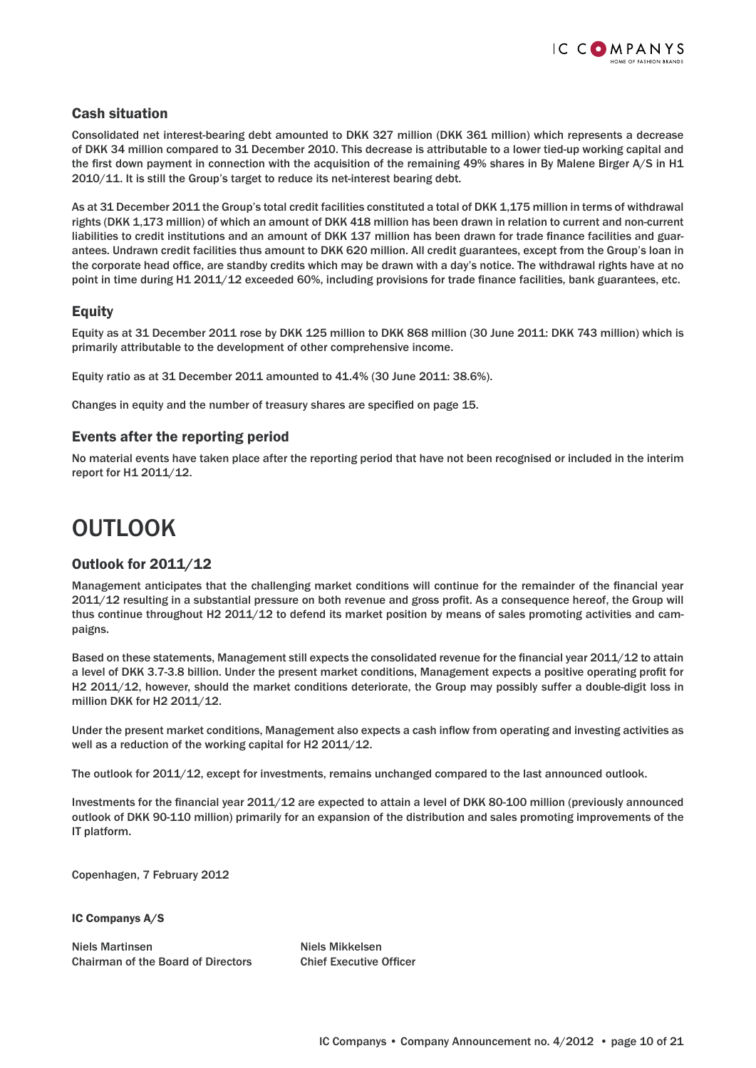## Cash situation

Consolidated net interest-bearing debt amounted to DKK 327 million (DKK 361 million) which represents a decrease of DKK 34 million compared to 31 December 2010. This decrease is attributable to a lower tied-up working capital and the first down payment in connection with the acquisition of the remaining 49% shares in By Malene Birger A/S in H1 2010/11. It is still the Group's target to reduce its net-interest bearing debt.

As at 31 December 2011 the Group's total credit facilities constituted a total of DKK 1,175 million in terms of withdrawal rights (DKK 1,173 million) of which an amount of DKK 418 million has been drawn in relation to current and non-current liabilities to credit institutions and an amount of DKK 137 million has been drawn for trade finance facilities and guarantees. Undrawn credit facilities thus amount to DKK 620 million. All credit guarantees, except from the Group's loan in the corporate head office, are standby credits which may be drawn with a day's notice. The withdrawal rights have at no point in time during H1 2011/12 exceeded 60%, including provisions for trade finance facilities, bank guarantees, etc.

## Equity

Equity as at 31 December 2011 rose by DKK 125 million to DKK 868 million (30 June 2011: DKK 743 million) which is primarily attributable to the development of other comprehensive income.

Equity ratio as at 31 December 2011 amounted to 41.4% (30 June 2011: 38.6%).

Changes in equity and the number of treasury shares are specified on page 15.

## Events after the reporting period

No material events have taken place after the reporting period that have not been recognised or included in the interim report for H1 2011/12.

# OUTLOOK

## Outlook for 2011/12

Management anticipates that the challenging market conditions will continue for the remainder of the financial year 2011/12 resulting in a substantial pressure on both revenue and gross profit. As a consequence hereof, the Group will thus continue throughout H2 2011/12 to defend its market position by means of sales promoting activities and campaigns.

Based on these statements, Management still expects the consolidated revenue for the financial year 2011/12 to attain a level of DKK 3.7-3.8 billion. Under the present market conditions, Management expects a positive operating profit for H2 2011/12, however, should the market conditions deteriorate, the Group may possibly suffer a double-digit loss in million DKK for H2 2011/12.

Under the present market conditions, Management also expects a cash inflow from operating and investing activities as well as a reduction of the working capital for H2 2011/12.

The outlook for 2011/12, except for investments, remains unchanged compared to the last announced outlook.

Investments for the financial year 2011/12 are expected to attain a level of DKK 80-100 million (previously announced outlook of DKK 90-110 million) primarily for an expansion of the distribution and sales promoting improvements of the IT platform.

Copenhagen, 7 February 2012

**IC Companys A/S**

Niels Martinsen
Chairman of the Board of Directors

Niels Mikkelsen
Chief Executive Officer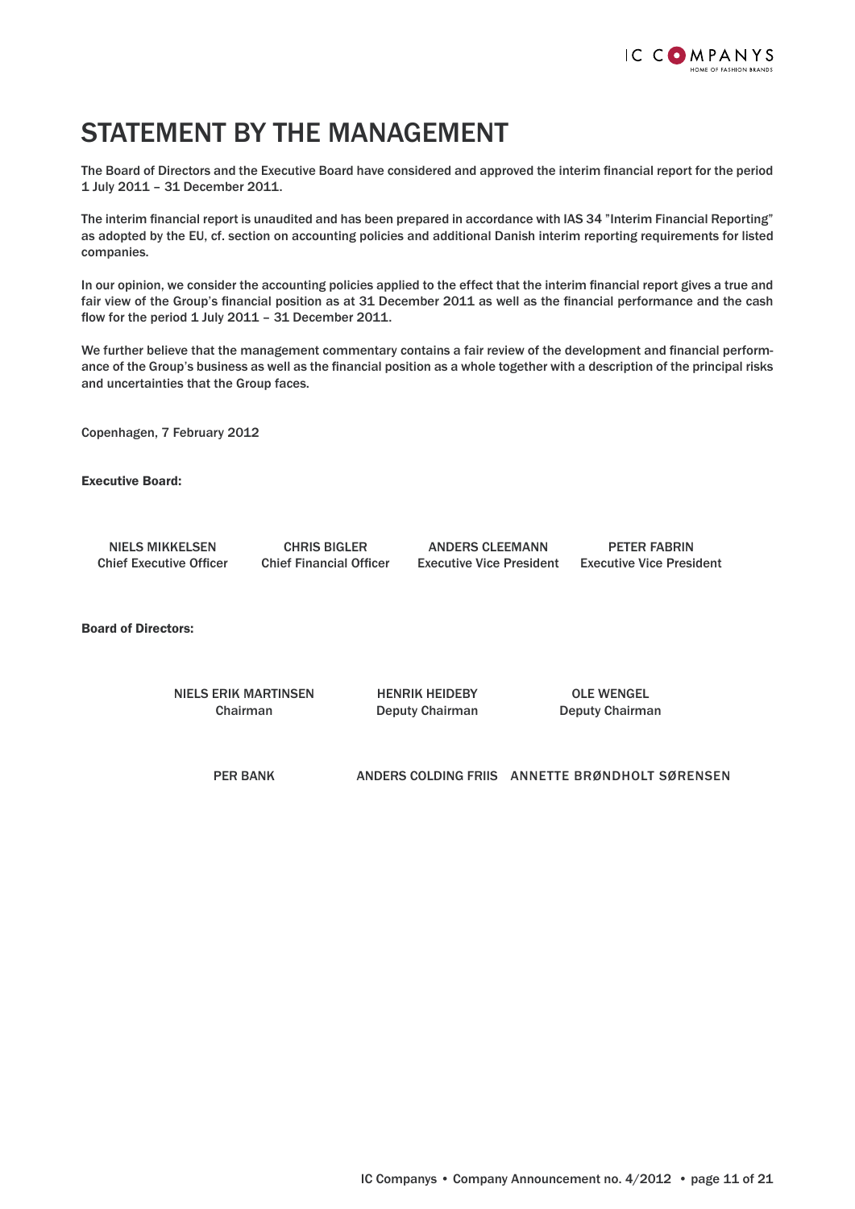# STATEMENT BY THE MANAGEMENT

The Board of Directors and the Executive Board have considered and approved the interim financial report for the period 1 July 2011 – 31 December 2011.

The interim financial report is unaudited and has been prepared in accordance with IAS 34 "Interim Financial Reporting" as adopted by the EU, cf. section on accounting policies and additional Danish interim reporting requirements for listed companies.

In our opinion, we consider the accounting policies applied to the effect that the interim financial report gives a true and fair view of the Group's financial position as at 31 December 2011 as well as the financial performance and the cash flow for the period 1 July 2011 – 31 December 2011.

We further believe that the management commentary contains a fair review of the development and financial performance of the Group's business as well as the financial position as a whole together with a description of the principal risks and uncertainties that the Group faces.

Copenhagen, 7 February 2012

**Executive Board:**

| | | | |
|---|---|---|---|
| NIELS MIKKELSEN<br>Chief Executive Officer | CHRIS BIGLER<br>Chief Financial Officer | ANDERS CLEEMANN<br>Executive Vice President | PETER FABRIN<br>Executive Vice President |

**Board of Directors:**

| | | |
|---|---|---|
| NIELS ERIK MARTINSEN<br>Chairman | HENRIK HEIDEBY<br>Deputy Chairman | OLE WENGEL<br>Deputy Chairman |
| PER BANK | ANDERS COLDING FRIIS | ANNETTE BRØNDHOLT SØRENSEN |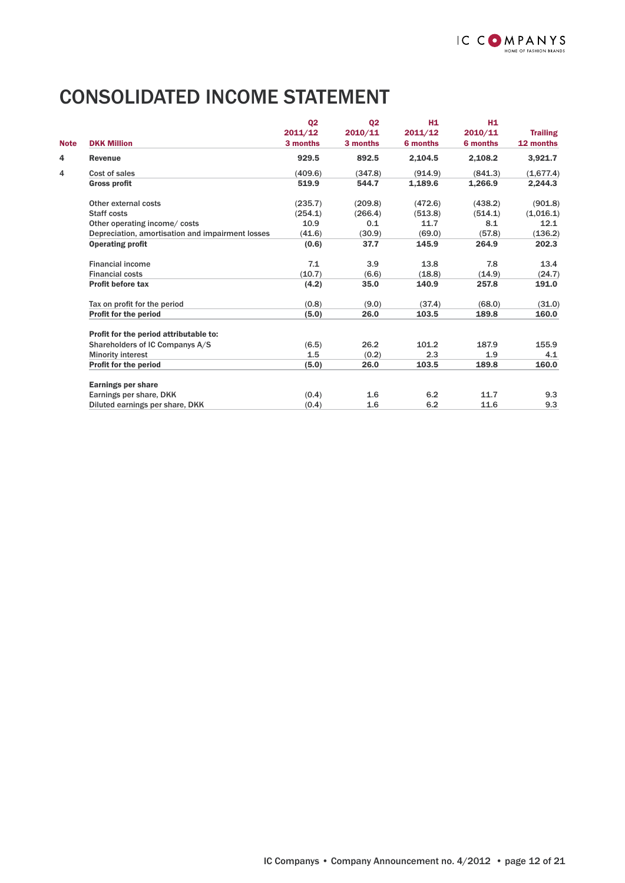# CONSOLIDATED INCOME STATEMENT

| Note | DKK Million | Q2 2011/12 3 months | Q2 2010/11 3 months | H1 2011/12 6 months | H1 2010/11 6 months | Trailing 12 months |
|---|---|---|---|---|---|---|
| 4 | **Revenue** | **929.5** | **892.5** | **2,104.5** | **2,108.2** | **3,921.7** |
| 4 | Cost of sales | (409.6) | (347.8) | (914.9) | (841.3) | (1,677.4) |
| | **Gross profit** | **519.9** | **544.7** | **1,189.6** | **1,266.9** | **2,244.3** |
| | Other external costs | (235.7) | (209.8) | (472.6) | (438.2) | (901.8) |
| | Staff costs | (254.1) | (266.4) | (513.8) | (514.1) | (1,016.1) |
| | Other operating income/ costs | 10.9 | 0.1 | 11.7 | 8.1 | 12.1 |
| | Depreciation, amortisation and impairment losses | (41.6) | (30.9) | (69.0) | (57.8) | (136.2) |
| | **Operating profit** | **(0.6)** | **37.7** | **145.9** | **264.9** | **202.3** |
| | Financial income | 7.1 | 3.9 | 13.8 | 7.8 | 13.4 |
| | Financial costs | (10.7) | (6.6) | (18.8) | (14.9) | (24.7) |
| | **Profit before tax** | **(4.2)** | **35.0** | **140.9** | **257.8** | **191.0** |
| | Tax on profit for the period | (0.8) | (9.0) | (37.4) | (68.0) | (31.0) |
| | **Profit for the period** | **(5.0)** | **26.0** | **103.5** | **189.8** | **160.0** |
| | **Profit for the period attributable to:** | | | | | |
| | Shareholders of IC Companys A/S | (6.5) | 26.2 | 101.2 | 187.9 | 155.9 |
| | Minority interest | 1.5 | (0.2) | 2.3 | 1.9 | 4.1 |
| | **Profit for the period** | **(5.0)** | **26.0** | **103.5** | **189.8** | **160.0** |
| | **Earnings per share** | | | | | |
| | Earnings per share, DKK | (0.4) | 1.6 | 6.2 | 11.7 | 9.3 |
| | Diluted earnings per share, DKK | (0.4) | 1.6 | 6.2 | 11.6 | 9.3 |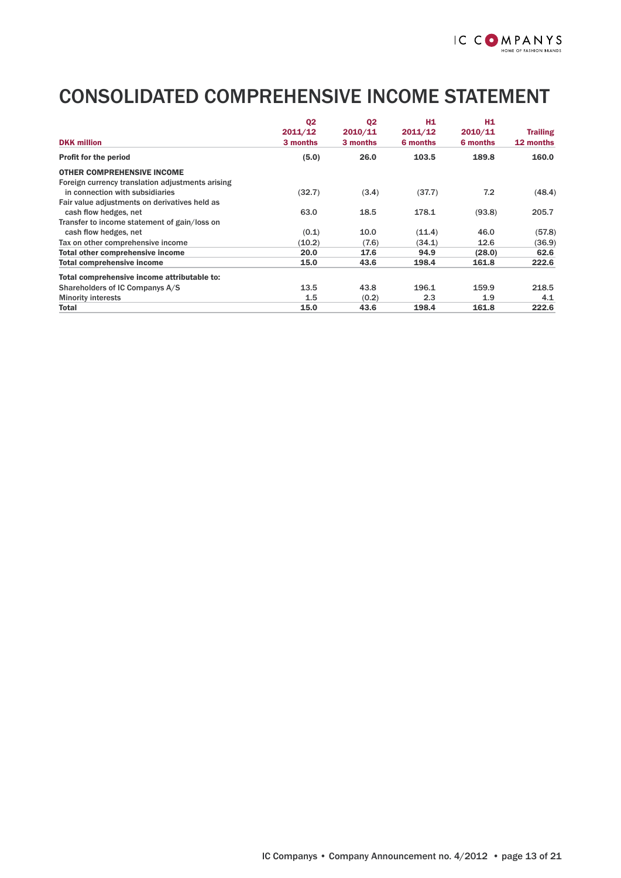# CONSOLIDATED COMPREHENSIVE INCOME STATEMENT

| DKK million | Q2 2011/12 3 months | Q2 2010/11 3 months | H1 2011/12 6 months | H1 2010/11 6 months | Trailing 12 months |
|---|---|---|---|---|---|
| **Profit for the period** | **(5.0)** | **26.0** | **103.5** | **189.8** | **160.0** |
| **OTHER COMPREHENSIVE INCOME** | | | | | |
| Foreign currency translation adjustments arising in connection with subsidiaries | (32.7) | (3.4) | (37.7) | 7.2 | (48.4) |
| Fair value adjustments on derivatives held as cash flow hedges, net | 63.0 | 18.5 | 178.1 | (93.8) | 205.7 |
| Transfer to income statement of gain/loss on cash flow hedges, net | (0.1) | 10.0 | (11.4) | 46.0 | (57.8) |
| Tax on other comprehensive income | (10.2) | (7.6) | (34.1) | 12.6 | (36.9) |
| **Total other comprehensive income** | **20.0** | **17.6** | **94.9** | **(28.0)** | **62.6** |
| **Total comprehensive income** | **15.0** | **43.6** | **198.4** | **161.8** | **222.6** |
| **Total comprehensive income attributable to:** | | | | | |
| Shareholders of IC Companys A/S | 13.5 | 43.8 | 196.1 | 159.9 | 218.5 |
| Minority interests | 1.5 | (0.2) | 2.3 | 1.9 | 4.1 |
| **Total** | **15.0** | **43.6** | **198.4** | **161.8** | **222.6** |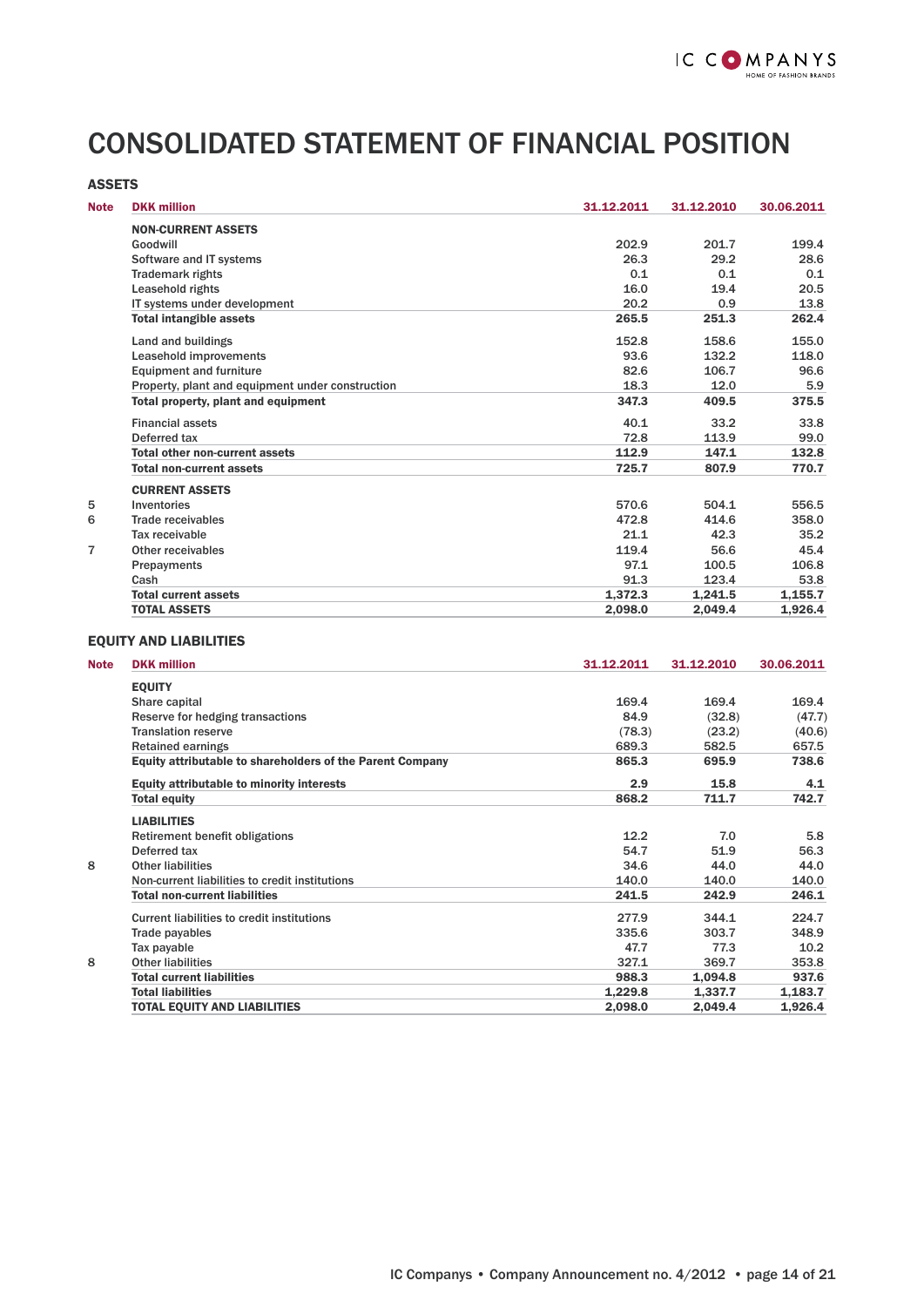# CONSOLIDATED STATEMENT OF FINANCIAL POSITION

## ASSETS

| Note | DKK million | 31.12.2011 | 31.12.2010 | 30.06.2011 |
|---|---|---|---|---|
| | **NON-CURRENT ASSETS** | | | |
| | Goodwill | 202.9 | 201.7 | 199.4 |
| | Software and IT systems | 26.3 | 29.2 | 28.6 |
| | Trademark rights | 0.1 | 0.1 | 0.1 |
| | Leasehold rights | 16.0 | 19.4 | 20.5 |
| | IT systems under development | 20.2 | 0.9 | 13.8 |
| | **Total intangible assets** | **265.5** | **251.3** | **262.4** |
| | Land and buildings | 152.8 | 158.6 | 155.0 |
| | Leasehold improvements | 93.6 | 132.2 | 118.0 |
| | Equipment and furniture | 82.6 | 106.7 | 96.6 |
| | Property, plant and equipment under construction | 18.3 | 12.0 | 5.9 |
| | **Total property, plant and equipment** | **347.3** | **409.5** | **375.5** |
| | Financial assets | 40.1 | 33.2 | 33.8 |
| | Deferred tax | 72.8 | 113.9 | 99.0 |
| | **Total other non-current assets** | **112.9** | **147.1** | **132.8** |
| | **Total non-current assets** | **725.7** | **807.9** | **770.7** |
| | **CURRENT ASSETS** | | | |
| 5 | Inventories | 570.6 | 504.1 | 556.5 |
| 6 | Trade receivables | 472.8 | 414.6 | 358.0 |
| | Tax receivable | 21.1 | 42.3 | 35.2 |
| 7 | Other receivables | 119.4 | 56.6 | 45.4 |
| | Prepayments | 97.1 | 100.5 | 106.8 |
| | Cash | 91.3 | 123.4 | 53.8 |
| | **Total current assets** | **1,372.3** | **1,241.5** | **1,155.7** |
| | **TOTAL ASSETS** | **2,098.0** | **2,049.4** | **1,926.4** |

## EQUITY AND LIABILITIES

| Note | DKK million | 31.12.2011 | 31.12.2010 | 30.06.2011 |
|---|---|---|---|---|
| | **EQUITY** | | | |
| | Share capital | 169.4 | 169.4 | 169.4 |
| | Reserve for hedging transactions | 84.9 | (32.8) | (47.7) |
| | Translation reserve | (78.3) | (23.2) | (40.6) |
| | Retained earnings | 689.3 | 582.5 | 657.5 |
| | **Equity attributable to shareholders of the Parent Company** | **865.3** | **695.9** | **738.6** |
| | **Equity attributable to minority interests** | **2.9** | **15.8** | **4.1** |
| | **Total equity** | **868.2** | **711.7** | **742.7** |
| | **LIABILITIES** | | | |
| | Retirement benefit obligations | 12.2 | 7.0 | 5.8 |
| | Deferred tax | 54.7 | 51.9 | 56.3 |
| 8 | Other liabilities | 34.6 | 44.0 | 44.0 |
| | Non-current liabilities to credit institutions | 140.0 | 140.0 | 140.0 |
| | **Total non-current liabilities** | **241.5** | **242.9** | **246.1** |
| | Current liabilities to credit institutions | 277.9 | 344.1 | 224.7 |
| | Trade payables | 335.6 | 303.7 | 348.9 |
| | Tax payable | 47.7 | 77.3 | 10.2 |
| 8 | Other liabilities | 327.1 | 369.7 | 353.8 |
| | **Total current liabilities** | **988.3** | **1,094.8** | **937.6** |
| | **Total liabilities** | **1,229.8** | **1,337.7** | **1,183.7** |
| | **TOTAL EQUITY AND LIABILITIES** | **2,098.0** | **2,049.4** | **1,926.4** |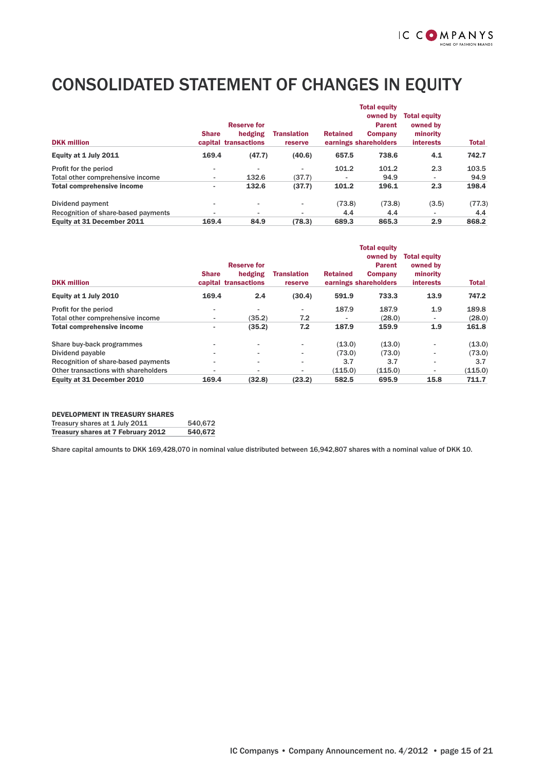# CONSOLIDATED STATEMENT OF CHANGES IN EQUITY

| DKK million | Share capital | Reserve for hedging transactions | Translation reserve | Retained earnings | Total equity owned by Parent Company shareholders | Total equity owned by minority interests | Total |
|---|---|---|---|---|---|---|---|
| **Equity at 1 July 2011** | **169.4** | **(47.7)** | **(40.6)** | **657.5** | **738.6** | **4.1** | **742.7** |
| Profit for the period | - | - | - | 101.2 | 101.2 | 2.3 | 103.5 |
| Total other comprehensive income | - | 132.6 | (37.7) | - | 94.9 | - | 94.9 |
| **Total comprehensive income** | **-** | **132.6** | **(37.7)** | **101.2** | **196.1** | **2.3** | **198.4** |
| Dividend payment | - | - | - | (73.8) | (73.8) | (3.5) | (77.3) |
| Recognition of share-based payments | - | - | - | 4.4 | 4.4 | - | 4.4 |
| **Equity at 31 December 2011** | **169.4** | **84.9** | **(78.3)** | **689.3** | **865.3** | **2.9** | **868.2** |

| DKK million | Share capital | Reserve for hedging transactions | Translation reserve | Retained earnings | Total equity owned by Parent Company shareholders | Total equity owned by minority interests | Total |
|---|---|---|---|---|---|---|---|
| **Equity at 1 July 2010** | **169.4** | **2.4** | **(30.4)** | **591.9** | **733.3** | **13.9** | **747.2** |
| Profit for the period | - | - | - | 187.9 | 187.9 | 1.9 | 189.8 |
| Total other comprehensive income | - | (35.2) | 7.2 | - | (28.0) | - | (28.0) |
| **Total comprehensive income** | **-** | **(35.2)** | **7.2** | **187.9** | **159.9** | **1.9** | **161.8** |
| Share buy-back programmes | - | - | - | (13.0) | (13.0) | - | (13.0) |
| Dividend payable | - | - | - | (73.0) | (73.0) | - | (73.0) |
| Recognition of share-based payments | - | - | - | 3.7 | 3.7 | - | 3.7 |
| Other transactions with shareholders | - | - | - | (115.0) | (115.0) | - | (115.0) |
| **Equity at 31 December 2010** | **169.4** | **(32.8)** | **(23.2)** | **582.5** | **695.9** | **15.8** | **711.7** |

**DEVELOPMENT IN TREASURY SHARES**

| | |
|---|---|
| Treasury shares at 1 July 2011 | 540,672 |
| **Treasury shares at 7 February 2012** | **540,672** |

Share capital amounts to DKK 169,428,070 in nominal value distributed between 16,942,807 shares with a nominal value of DKK 10.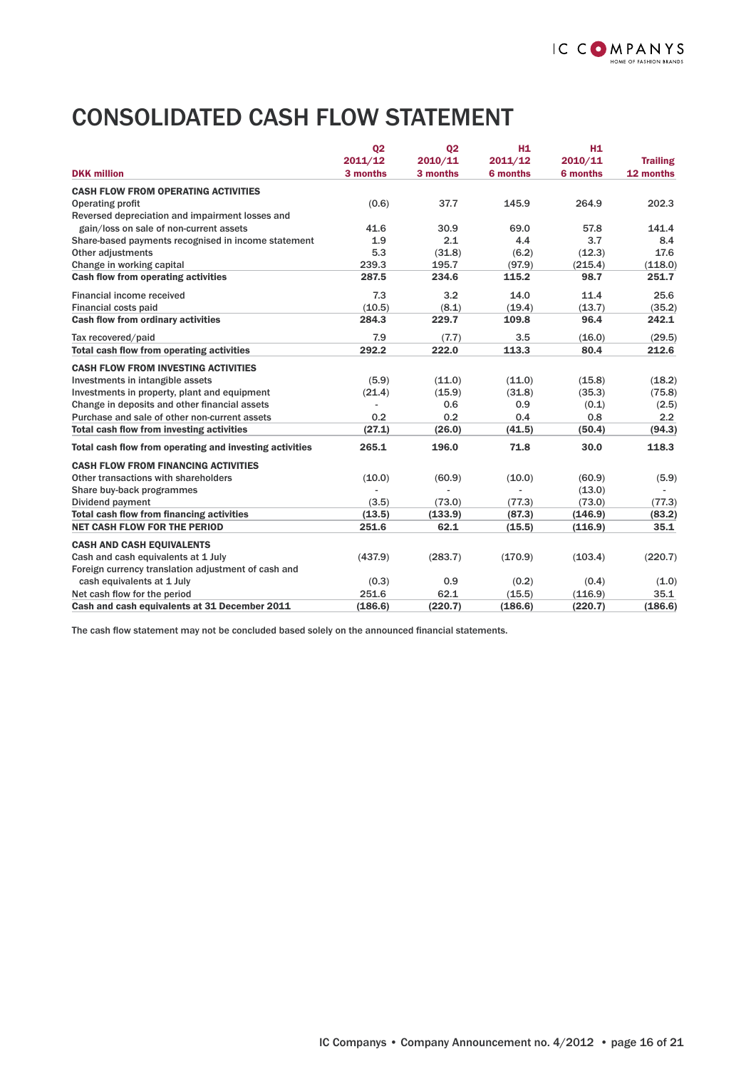# CONSOLIDATED CASH FLOW STATEMENT

| DKK million | Q2 2011/12 3 months | Q2 2010/11 3 months | H1 2011/12 6 months | H1 2010/11 6 months | Trailing 12 months |
|---|---|---|---|---|---|
| **CASH FLOW FROM OPERATING ACTIVITIES** | | | | | |
| Operating profit | (0.6) | 37.7 | 145.9 | 264.9 | 202.3 |
| Reversed depreciation and impairment losses and gain/loss on sale of non-current assets | 41.6 | 30.9 | 69.0 | 57.8 | 141.4 |
| Share-based payments recognised in income statement | 1.9 | 2.1 | 4.4 | 3.7 | 8.4 |
| Other adjustments | 5.3 | (31.8) | (6.2) | (12.3) | 17.6 |
| Change in working capital | 239.3 | 195.7 | (97.9) | (215.4) | (118.0) |
| **Cash flow from operating activities** | **287.5** | **234.6** | **115.2** | **98.7** | **251.7** |
| Financial income received | 7.3 | 3.2 | 14.0 | 11.4 | 25.6 |
| Financial costs paid | (10.5) | (8.1) | (19.4) | (13.7) | (35.2) |
| **Cash flow from ordinary activities** | **284.3** | **229.7** | **109.8** | **96.4** | **242.1** |
| Tax recovered/paid | 7.9 | (7.7) | 3.5 | (16.0) | (29.5) |
| **Total cash flow from operating activities** | **292.2** | **222.0** | **113.3** | **80.4** | **212.6** |
| **CASH FLOW FROM INVESTING ACTIVITIES** | | | | | |
| Investments in intangible assets | (5.9) | (11.0) | (11.0) | (15.8) | (18.2) |
| Investments in property, plant and equipment | (21.4) | (15.9) | (31.8) | (35.3) | (75.8) |
| Change in deposits and other financial assets | - | 0.6 | 0.9 | (0.1) | (2.5) |
| Purchase and sale of other non-current assets | 0.2 | 0.2 | 0.4 | 0.8 | 2.2 |
| **Total cash flow from investing activities** | **(27.1)** | **(26.0)** | **(41.5)** | **(50.4)** | **(94.3)** |
| **Total cash flow from operating and investing activities** | **265.1** | **196.0** | **71.8** | **30.0** | **118.3** |
| **CASH FLOW FROM FINANCING ACTIVITIES** | | | | | |
| Other transactions with shareholders | (10.0) | (60.9) | (10.0) | (60.9) | (5.9) |
| Share buy-back programmes | - | - | - | (13.0) | - |
| Dividend payment | (3.5) | (73.0) | (77.3) | (73.0) | (77.3) |
| **Total cash flow from financing activities** | **(13.5)** | **(133.9)** | **(87.3)** | **(146.9)** | **(83.2)** |
| **NET CASH FLOW FOR THE PERIOD** | **251.6** | **62.1** | **(15.5)** | **(116.9)** | **35.1** |
| **CASH AND CASH EQUIVALENTS** | | | | | |
| Cash and cash equivalents at 1 July | (437.9) | (283.7) | (170.9) | (103.4) | (220.7) |
| Foreign currency translation adjustment of cash and cash equivalents at 1 July | (0.3) | 0.9 | (0.2) | (0.4) | (1.0) |
| Net cash flow for the period | 251.6 | 62.1 | (15.5) | (116.9) | 35.1 |
| **Cash and cash equivalents at 31 December 2011** | **(186.6)** | **(220.7)** | **(186.6)** | **(220.7)** | **(186.6)** |

The cash flow statement may not be concluded based solely on the announced financial statements.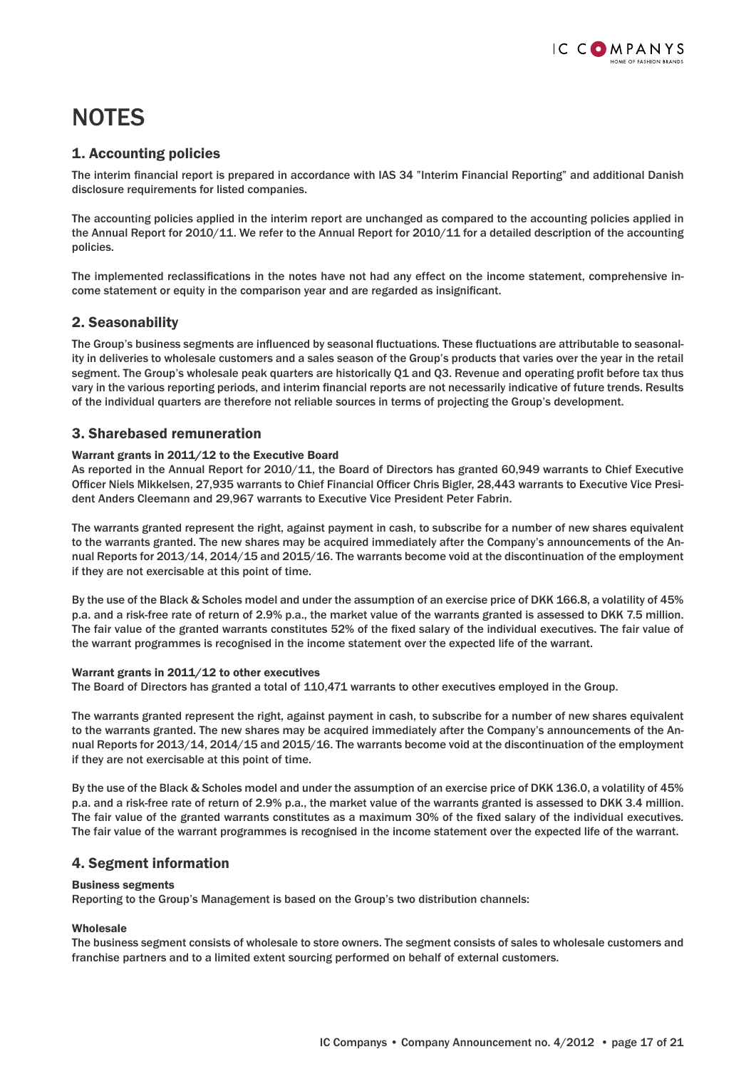# NOTES

## 1. Accounting policies

The interim financial report is prepared in accordance with IAS 34 "Interim Financial Reporting" and additional Danish disclosure requirements for listed companies.

The accounting policies applied in the interim report are unchanged as compared to the accounting policies applied in the Annual Report for 2010/11. We refer to the Annual Report for 2010/11 for a detailed description of the accounting policies.

The implemented reclassifications in the notes have not had any effect on the income statement, comprehensive income statement or equity in the comparison year and are regarded as insignificant.

## 2. Seasonability

The Group's business segments are influenced by seasonal fluctuations. These fluctuations are attributable to seasonality in deliveries to wholesale customers and a sales season of the Group's products that varies over the year in the retail segment. The Group's wholesale peak quarters are historically Q1 and Q3. Revenue and operating profit before tax thus vary in the various reporting periods, and interim financial reports are not necessarily indicative of future trends. Results of the individual quarters are therefore not reliable sources in terms of projecting the Group's development.

## 3. Sharebased remuneration

### Warrant grants in 2011/12 to the Executive Board

As reported in the Annual Report for 2010/11, the Board of Directors has granted 60,949 warrants to Chief Executive Officer Niels Mikkelsen, 27,935 warrants to Chief Financial Officer Chris Bigler, 28,443 warrants to Executive Vice President Anders Cleemann and 29,967 warrants to Executive Vice President Peter Fabrin.

The warrants granted represent the right, against payment in cash, to subscribe for a number of new shares equivalent to the warrants granted. The new shares may be acquired immediately after the Company's announcements of the Annual Reports for 2013/14, 2014/15 and 2015/16. The warrants become void at the discontinuation of the employment if they are not exercisable at this point of time.

By the use of the Black & Scholes model and under the assumption of an exercise price of DKK 166.8, a volatility of 45% p.a. and a risk-free rate of return of 2.9% p.a., the market value of the warrants granted is assessed to DKK 7.5 million. The fair value of the granted warrants constitutes 52% of the fixed salary of the individual executives. The fair value of the warrant programmes is recognised in the income statement over the expected life of the warrant.

### Warrant grants in 2011/12 to other executives

The Board of Directors has granted a total of 110,471 warrants to other executives employed in the Group.

The warrants granted represent the right, against payment in cash, to subscribe for a number of new shares equivalent to the warrants granted. The new shares may be acquired immediately after the Company's announcements of the Annual Reports for 2013/14, 2014/15 and 2015/16. The warrants become void at the discontinuation of the employment if they are not exercisable at this point of time.

By the use of the Black & Scholes model and under the assumption of an exercise price of DKK 136.0, a volatility of 45% p.a. and a risk-free rate of return of 2.9% p.a., the market value of the warrants granted is assessed to DKK 3.4 million. The fair value of the granted warrants constitutes as a maximum 30% of the fixed salary of the individual executives. The fair value of the warrant programmes is recognised in the income statement over the expected life of the warrant.

## 4. Segment information

### Business segments

Reporting to the Group's Management is based on the Group's two distribution channels:

### Wholesale

The business segment consists of wholesale to store owners. The segment consists of sales to wholesale customers and franchise partners and to a limited extent sourcing performed on behalf of external customers.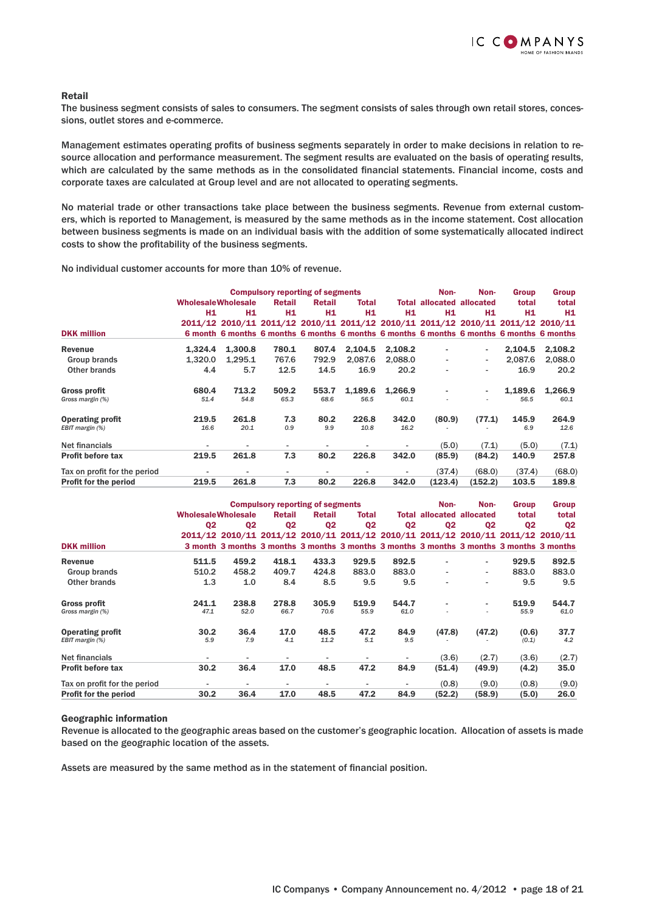### Retail

The business segment consists of sales to consumers. The segment consists of sales through own retail stores, concessions, outlet stores and e-commerce.

Management estimates operating profits of business segments separately in order to make decisions in relation to resource allocation and performance measurement. The segment results are evaluated on the basis of operating results, which are calculated by the same methods as in the consolidated financial statements. Financial income, costs and corporate taxes are calculated at Group level and are not allocated to operating segments.

No material trade or other transactions take place between the business segments. Revenue from external customers, which is reported to Management, is measured by the same methods as in the income statement. Cost allocation between business segments is made on an individual basis with the addition of some systematically allocated indirect costs to show the profitability of the business segments.

No individual customer accounts for more than 10% of revenue.

| | Compulsory reporting of segments | | | | | | Non- | Non- | Group | Group |
|---|---|---|---|---|---|---|---|---|---|---|
| | Wholesale | Wholesale | Retail | Retail | Total | Total | allocated | allocated | total | total |
| | H1 | H1 | H1 | H1 | H1 | H1 | H1 | H1 | H1 | H1 |
| | 2011/12 | 2010/11 | 2011/12 | 2010/11 | 2011/12 | 2010/11 | 2011/12 | 2010/11 | 2011/12 | 2010/11 |
| **DKK million** | 6 month | 6 months | 6 months | 6 months | 6 months | 6 months | 6 months | 6 months | 6 months | 6 months |
| **Revenue** | **1,324.4** | **1,300.8** | **780.1** | **807.4** | **2,104.5** | **2,108.2** | - | - | **2,104.5** | **2,108.2** |
| Group brands | 1,320.0 | 1,295.1 | 767.6 | 792.9 | 2,087.6 | 2,088.0 | - | - | 2,087.6 | 2,088.0 |
| Other brands | 4.4 | 5.7 | 12.5 | 14.5 | 16.9 | 20.2 | - | - | 16.9 | 20.2 |
| **Gross profit** | **680.4** | **713.2** | **509.2** | **553.7** | **1,189.6** | **1,266.9** | - | - | **1,189.6** | **1,266.9** |
| *Gross margin (%)* | *51.4* | *54.8* | *65.3* | *68.6* | *56.5* | *60.1* | - | - | *56.5* | *60.1* |
| **Operating profit** | **219.5** | **261.8** | **7.3** | **80.2** | **226.8** | **342.0** | **(80.9)** | **(77.1)** | **145.9** | **264.9** |
| *EBIT margin (%)* | *16.6* | *20.1* | *0.9* | *9.9* | *10.8* | *16.2* | - | - | *6.9* | *12.6* |
| Net financials | - | - | - | - | - | - | (5.0) | (7.1) | (5.0) | (7.1) |
| **Profit before tax** | **219.5** | **261.8** | **7.3** | **80.2** | **226.8** | **342.0** | **(85.9)** | **(84.2)** | **140.9** | **257.8** |
| Tax on profit for the period | - | - | - | - | - | - | (37.4) | (68.0) | (37.4) | (68.0) |
| **Profit for the period** | **219.5** | **261.8** | **7.3** | **80.2** | **226.8** | **342.0** | **(123.4)** | **(152.2)** | **103.5** | **189.8** |

| | Compulsory reporting of segments | | | | | | Non- | Non- | Group | Group |
|---|---|---|---|---|---|---|---|---|---|---|
| | Wholesale | Wholesale | Retail | Retail | Total | Total | allocated | allocated | total | total |
| | Q2 | Q2 | Q2 | Q2 | Q2 | Q2 | Q2 | Q2 | Q2 | Q2 |
| | 2011/12 | 2010/11 | 2011/12 | 2010/11 | 2011/12 | 2010/11 | 2011/12 | 2010/11 | 2011/12 | 2010/11 |
| **DKK million** | 3 month | 3 months | 3 months | 3 months | 3 months | 3 months | 3 months | 3 months | 3 months | 3 months |
| **Revenue** | **511.5** | **459.2** | **418.1** | **433.3** | **929.5** | **892.5** | - | - | **929.5** | **892.5** |
| Group brands | 510.2 | 458.2 | 409.7 | 424.8 | 883.0 | 883.0 | - | - | 883.0 | 883.0 |
| Other brands | 1.3 | 1.0 | 8.4 | 8.5 | 9.5 | 9.5 | - | - | 9.5 | 9.5 |
| **Gross profit** | **241.1** | **238.8** | **278.8** | **305.9** | **519.9** | **544.7** | - | - | **519.9** | **544.7** |
| *Gross margin (%)* | *47.1* | *52.0* | *66.7* | *70.6* | *55.9* | *61.0* | - | - | *55.9* | *61.0* |
| **Operating profit** | **30.2** | **36.4** | **17.0** | **48.5** | **47.2** | **84.9** | **(47.8)** | **(47.2)** | **(0.6)** | **37.7** |
| *EBIT margin (%)* | *5.9* | *7.9* | *4.1* | *11.2* | *5.1* | *9.5* | - | - | *(0.1)* | *4.2* |
| Net financials | - | - | - | - | - | - | (3.6) | (2.7) | (3.6) | (2.7) |
| **Profit before tax** | **30.2** | **36.4** | **17.0** | **48.5** | **47.2** | **84.9** | **(51.4)** | **(49.9)** | **(4.2)** | **35.0** |
| Tax on profit for the period | - | - | - | - | - | - | (0.8) | (9.0) | (0.8) | (9.0) |
| **Profit for the period** | **30.2** | **36.4** | **17.0** | **48.5** | **47.2** | **84.9** | **(52.2)** | **(58.9)** | **(5.0)** | **26.0** |

### Geographic information

Revenue is allocated to the geographic areas based on the customer's geographic location. Allocation of assets is made based on the geographic location of the assets.

Assets are measured by the same method as in the statement of financial position.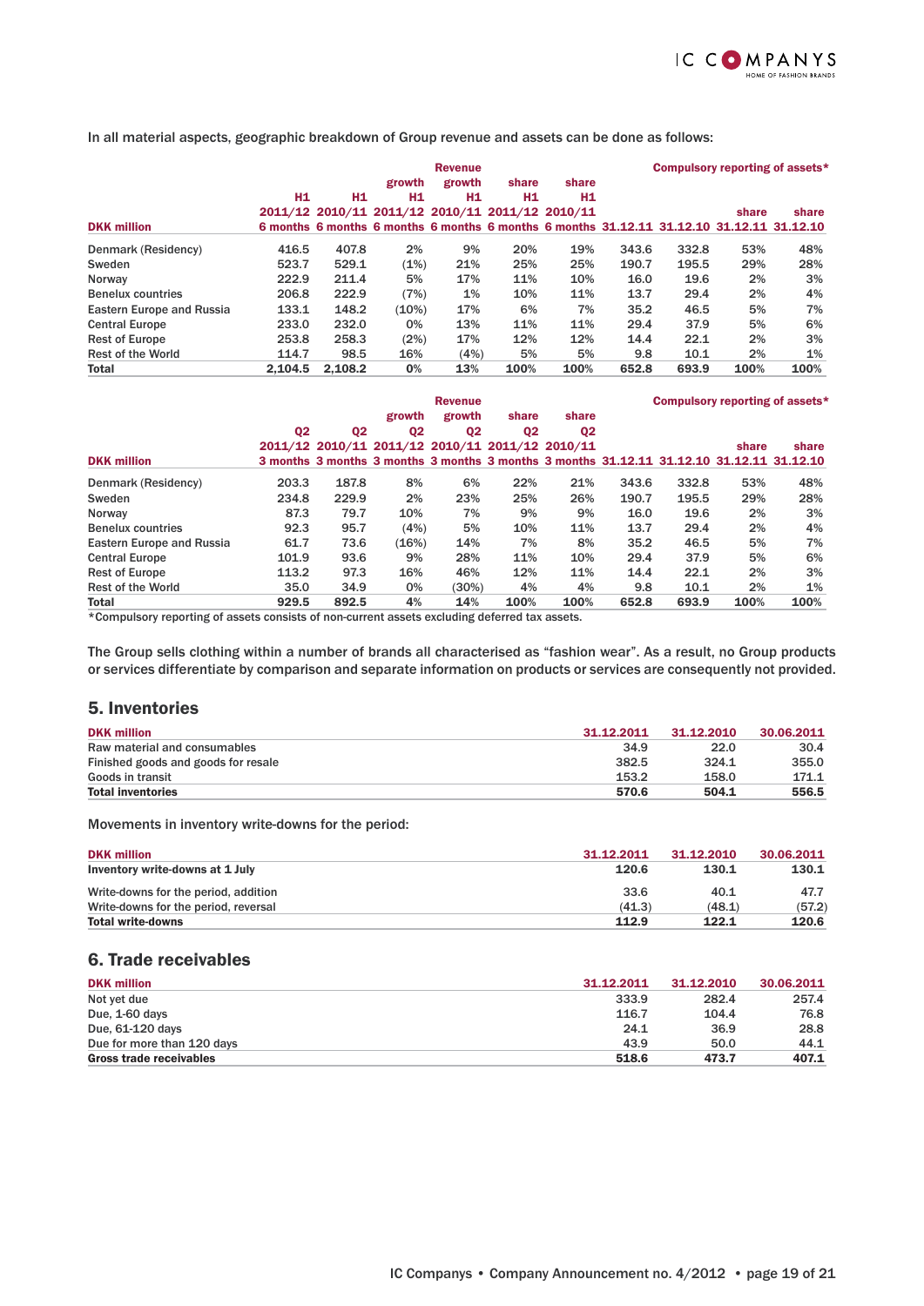In all material aspects, geographic breakdown of Group revenue and assets can be done as follows:

| DKK million | Revenue | | | | | | Compulsory reporting of assets* | | | |
|---|---|---|---|---|---|---|---|---|---|---|
| | H1 2011/12 6 months | H1 2010/11 6 months | growth H1 2011/12 6 months | growth H1 2010/11 6 months | share H1 2011/12 6 months | share H1 2010/11 6 months | 31.12.11 | 31.12.10 | share 31.12.11 | share 31.12.10 |
| Denmark (Residency) | 416.5 | 407.8 | 2% | 9% | 20% | 19% | 343.6 | 332.8 | 53% | 48% |
| Sweden | 523.7 | 529.1 | (1%) | 21% | 25% | 25% | 190.7 | 195.5 | 29% | 28% |
| Norway | 222.9 | 211.4 | 5% | 17% | 11% | 10% | 16.0 | 19.6 | 2% | 3% |
| Benelux countries | 206.8 | 222.9 | (7%) | 1% | 10% | 11% | 13.7 | 29.4 | 2% | 4% |
| Eastern Europe and Russia | 133.1 | 148.2 | (10%) | 17% | 6% | 7% | 35.2 | 46.5 | 5% | 7% |
| Central Europe | 233.0 | 232.0 | 0% | 13% | 11% | 11% | 29.4 | 37.9 | 5% | 6% |
| Rest of Europe | 253.8 | 258.3 | (2%) | 17% | 12% | 12% | 14.4 | 22.1 | 2% | 3% |
| Rest of the World | 114.7 | 98.5 | 16% | (4%) | 5% | 5% | 9.8 | 10.1 | 2% | 1% |
| **Total** | **2,104.5** | **2,108.2** | **0%** | **13%** | **100%** | **100%** | **652.8** | **693.9** | **100%** | **100%** |

| DKK million | Revenue | | | | | | Compulsory reporting of assets* | | | |
|---|---|---|---|---|---|---|---|---|---|---|
| | Q2 2011/12 3 months | Q2 2010/11 3 months | growth Q2 2011/12 3 months | growth Q2 2010/11 3 months | share Q2 2011/12 3 months | share Q2 2010/11 3 months | 31.12.11 | 31.12.10 | share 31.12.11 | share 31.12.10 |
| Denmark (Residency) | 203.3 | 187.8 | 8% | 6% | 22% | 21% | 343.6 | 332.8 | 53% | 48% |
| Sweden | 234.8 | 229.9 | 2% | 23% | 25% | 26% | 190.7 | 195.5 | 29% | 28% |
| Norway | 87.3 | 79.7 | 10% | 7% | 9% | 9% | 16.0 | 19.6 | 2% | 3% |
| Benelux countries | 92.3 | 95.7 | (4%) | 5% | 10% | 11% | 13.7 | 29.4 | 2% | 4% |
| Eastern Europe and Russia | 61.7 | 73.6 | (16%) | 14% | 7% | 8% | 35.2 | 46.5 | 5% | 7% |
| Central Europe | 101.9 | 93.6 | 9% | 28% | 11% | 10% | 29.4 | 37.9 | 5% | 6% |
| Rest of Europe | 113.2 | 97.3 | 16% | 46% | 12% | 11% | 14.4 | 22.1 | 2% | 3% |
| Rest of the World | 35.0 | 34.9 | 0% | (30%) | 4% | 4% | 9.8 | 10.1 | 2% | 1% |
| **Total** | **929.5** | **892.5** | **4%** | **14%** | **100%** | **100%** | **652.8** | **693.9** | **100%** | **100%** |

*Compulsory reporting of assets consists of non-current assets excluding deferred tax assets.

The Group sells clothing within a number of brands all characterised as "fashion wear". As a result, no Group products or services differentiate by comparison and separate information on products or services are consequently not provided.

## 5. Inventories

| DKK million | 31.12.2011 | 31.12.2010 | 30.06.2011 |
|---|---|---|---|
| Raw material and consumables | 34.9 | 22.0 | 30.4 |
| Finished goods and goods for resale | 382.5 | 324.1 | 355.0 |
| Goods in transit | 153.2 | 158.0 | 171.1 |
| **Total inventories** | **570.6** | **504.1** | **556.5** |

Movements in inventory write-downs for the period:

| DKK million | 31.12.2011 | 31.12.2010 | 30.06.2011 |
|---|---|---|---|
| **Inventory write-downs at 1 July** | **120.6** | **130.1** | **130.1** |
| Write-downs for the period, addition | 33.6 | 40.1 | 47.7 |
| Write-downs for the period, reversal | (41.3) | (48.1) | (57.2) |
| **Total write-downs** | **112.9** | **122.1** | **120.6** |

## 6. Trade receivables

| DKK million | 31.12.2011 | 31.12.2010 | 30.06.2011 |
|---|---|---|---|
| Not yet due | 333.9 | 282.4 | 257.4 |
| Due, 1-60 days | 116.7 | 104.4 | 76.8 |
| Due, 61-120 days | 24.1 | 36.9 | 28.8 |
| Due for more than 120 days | 43.9 | 50.0 | 44.1 |
| **Gross trade receivables** | **518.6** | **473.7** | **407.1** |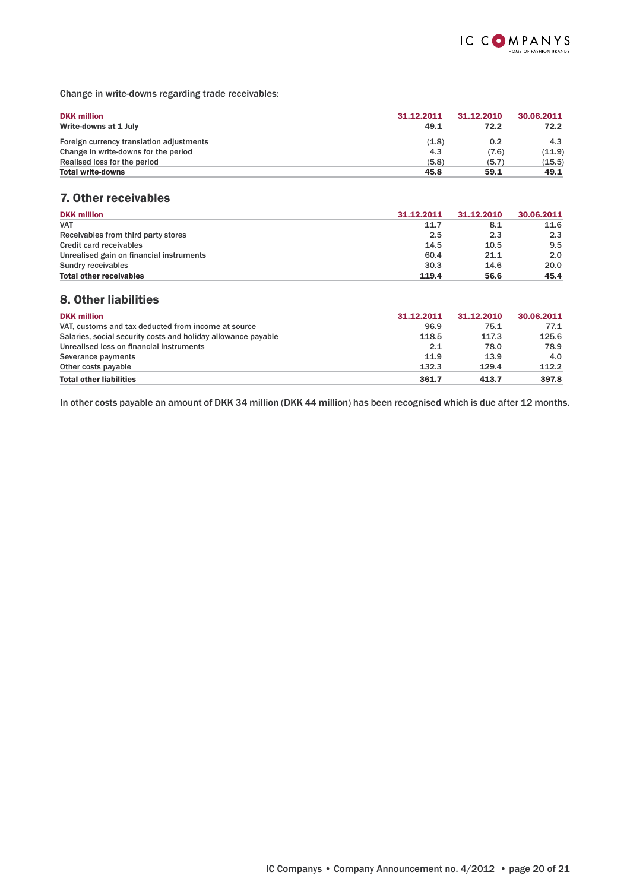Change in write-downs regarding trade receivables:

| DKK million | 31.12.2011 | 31.12.2010 | 30.06.2011 |
|---|---|---|---|
| **Write-downs at 1 July** | **49.1** | **72.2** | **72.2** |
| Foreign currency translation adjustments | (1.8) | 0.2 | 4.3 |
| Change in write-downs for the period | 4.3 | (7.6) | (11.9) |
| Realised loss for the period | (5.8) | (5.7) | (15.5) |
| **Total write-downs** | **45.8** | **59.1** | **49.1** |

## 7. Other receivables

| DKK million | 31.12.2011 | 31.12.2010 | 30.06.2011 |
|---|---|---|---|
| VAT | 11.7 | 8.1 | 11.6 |
| Receivables from third party stores | 2.5 | 2.3 | 2.3 |
| Credit card receivables | 14.5 | 10.5 | 9.5 |
| Unrealised gain on financial instruments | 60.4 | 21.1 | 2.0 |
| Sundry receivables | 30.3 | 14.6 | 20.0 |
| **Total other receivables** | **119.4** | **56.6** | **45.4** |

## 8. Other liabilities

| DKK million | 31.12.2011 | 31.12.2010 | 30.06.2011 |
|---|---|---|---|
| VAT, customs and tax deducted from income at source | 96.9 | 75.1 | 77.1 |
| Salaries, social security costs and holiday allowance payable | 118.5 | 117.3 | 125.6 |
| Unrealised loss on financial instruments | 2.1 | 78.0 | 78.9 |
| Severance payments | 11.9 | 13.9 | 4.0 |
| Other costs payable | 132.3 | 129.4 | 112.2 |
| **Total other liabilities** | **361.7** | **413.7** | **397.8** |

In other costs payable an amount of DKK 34 million (DKK 44 million) has been recognised which is due after 12 months.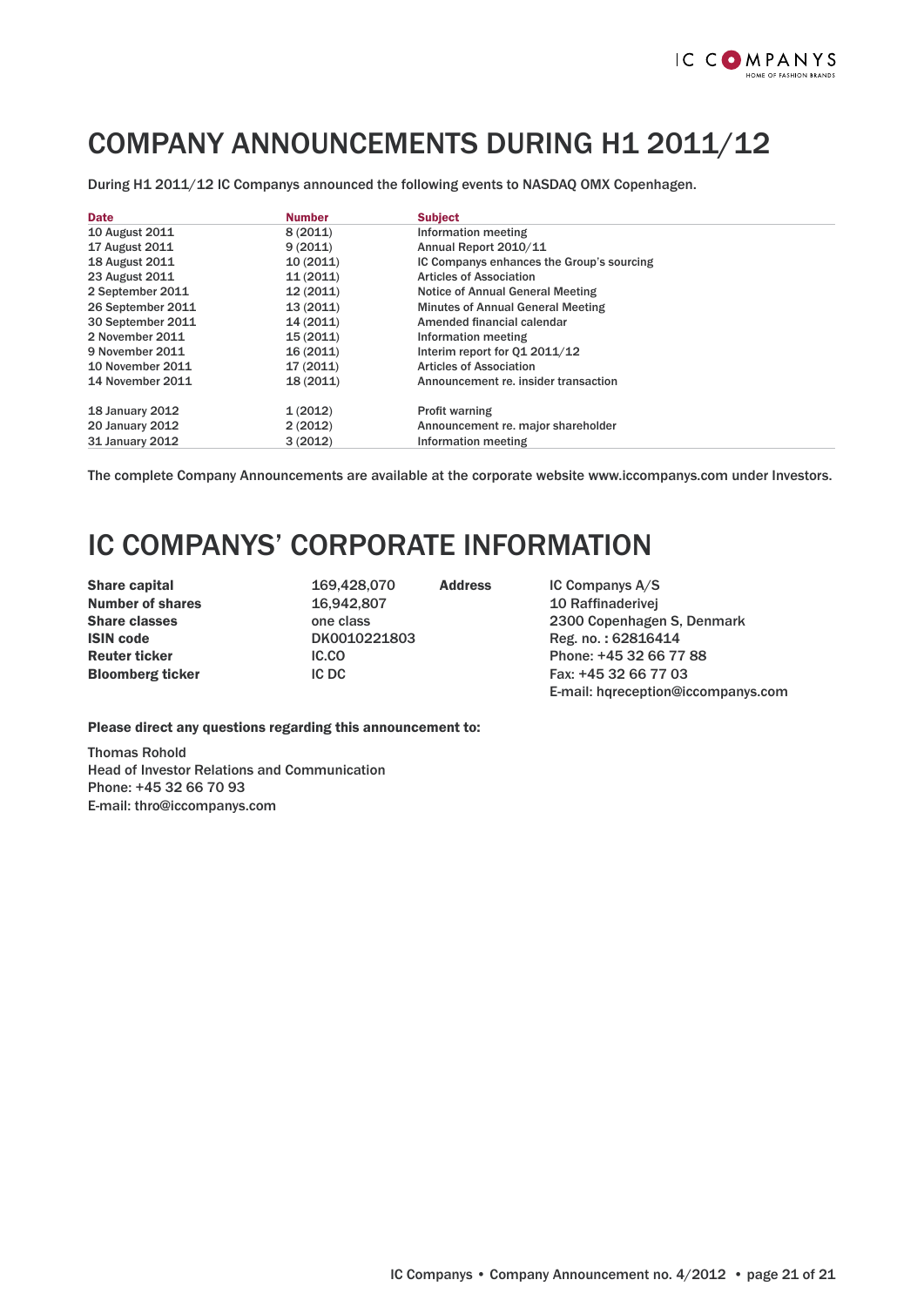# COMPANY ANNOUNCEMENTS DURING H1 2011/12

During H1 2011/12 IC Companys announced the following events to NASDAQ OMX Copenhagen.

| Date | Number | Subject |
|---|---|---|
| 10 August 2011 | 8 (2011) | Information meeting |
| 17 August 2011 | 9 (2011) | Annual Report 2010/11 |
| 18 August 2011 | 10 (2011) | IC Companys enhances the Group's sourcing |
| 23 August 2011 | 11 (2011) | Articles of Association |
| 2 September 2011 | 12 (2011) | Notice of Annual General Meeting |
| 26 September 2011 | 13 (2011) | Minutes of Annual General Meeting |
| 30 September 2011 | 14 (2011) | Amended financial calendar |
| 2 November 2011 | 15 (2011) | Information meeting |
| 9 November 2011 | 16 (2011) | Interim report for Q1 2011/12 |
| 10 November 2011 | 17 (2011) | Articles of Association |
| 14 November 2011 | 18 (2011) | Announcement re. insider transaction |
| 18 January 2012 | 1 (2012) | Profit warning |
| 20 January 2012 | 2 (2012) | Announcement re. major shareholder |
| 31 January 2012 | 3 (2012) | Information meeting |

The complete Company Announcements are available at the corporate website www.iccompanys.com under Investors.

# IC COMPANYS' CORPORATE INFORMATION

| | |
|---|---|
| **Share capital** | 169,428,070 |
| **Number of shares** | 16,942,807 |
| **Share classes** | one class |
| **ISIN code** | DK0010221803 |
| **Reuter ticker** | IC.CO |
| **Bloomberg ticker** | IC DC |

**Address**

IC Companys A/S
10 Raffinaderivej
2300 Copenhagen S, Denmark
Reg. no. : 62816414
Phone: +45 32 66 77 88
Fax: +45 32 66 77 03
E-mail: hqreception@iccompanys.com

**Please direct any questions regarding this announcement to:**

Thomas Rohold
Head of Investor Relations and Communication
Phone: +45 32 66 70 93
E-mail: thro@iccompanys.com